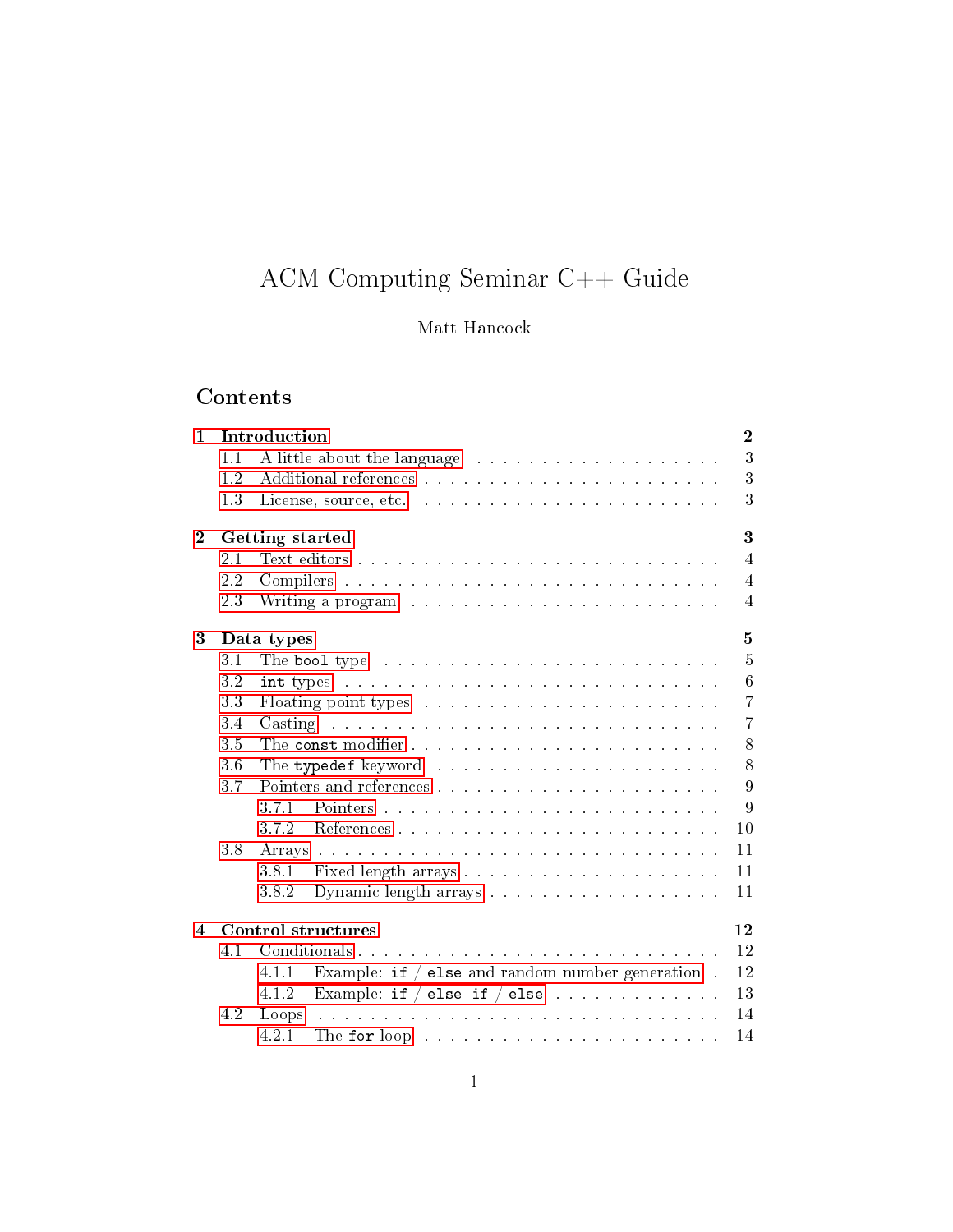# ACM Computing Seminar C++ Guide

Matt Hancock

## Contents

- **1 Introduction** — **2**
  - 1.1 A little about the language — 3
  - 1.2 Additional references — 3
  - 1.3 License, source, etc. — 3
- **2 Getting started** — **3**
  - 2.1 Text editors — 4
  - 2.2 Compilers — 4
  - 2.3 Writing a program — 4
- **3 Data types** — **5**
  - 3.1 The `bool` type — 5
  - 3.2 `int` types — 6
  - 3.3 Floating point types — 7
  - 3.4 Casting — 7
  - 3.5 The `const` modifier — 8
  - 3.6 The `typedef` keyword — 8
  - 3.7 Pointers and references — 9
    - 3.7.1 Pointers — 9
    - 3.7.2 References — 10
  - 3.8 Arrays — 11
    - 3.8.1 Fixed length arrays — 11
    - 3.8.2 Dynamic length arrays — 11
- **4 Control structures** — **12**
  - 4.1 Conditionals — 12
    - 4.1.1 Example: `if` / `else` and random number generation — 12
    - 4.1.2 Example: `if` / `else if` / `else` — 13
  - 4.2 Loops — 14
    - 4.2.1 The `for` loop — 14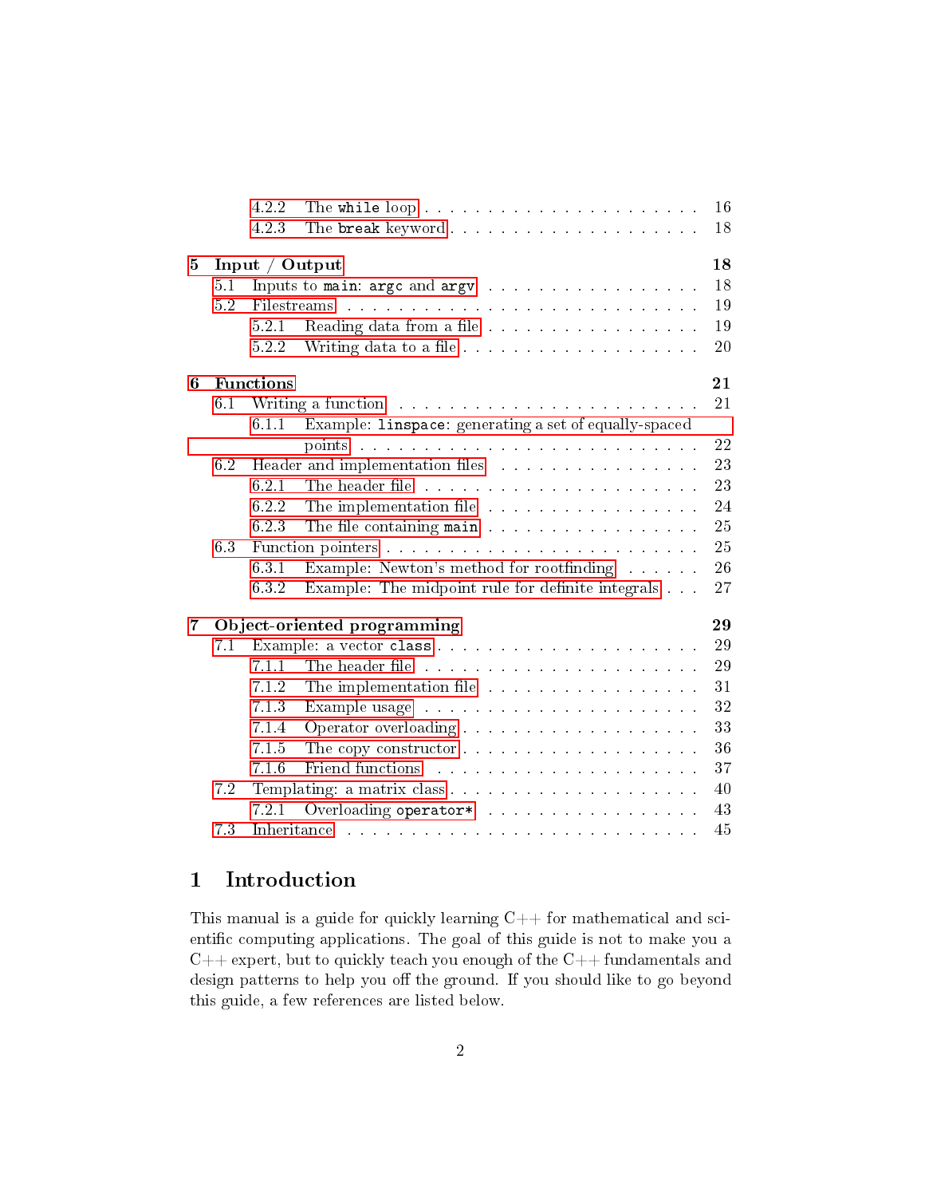- 4.2.2 The `while` loop . . . 16
- 4.2.3 The `break` keyword . . . 18

**5 Input / Output** . . . **18**
- 5.1 Inputs to `main`: `argc` and `argv` . . . 18
- 5.2 Filestreams . . . 19
  - 5.2.1 Reading data from a file . . . 19
  - 5.2.2 Writing data to a file . . . 20

**6 Functions** . . . **21**
- 6.1 Writing a function . . . 21
  - 6.1.1 Example: `linspace`: generating a set of equally-spaced points . . . 22
- 6.2 Header and implementation files . . . 23
  - 6.2.1 The header file . . . 23
  - 6.2.2 The implementation file . . . 24
  - 6.2.3 The file containing `main` . . . 25
- 6.3 Function pointers . . . 25
  - 6.3.1 Example: Newton's method for rootfinding . . . 26
  - 6.3.2 Example: The midpoint rule for definite integrals . . . 27

**7 Object-oriented programming** . . . **29**
- 7.1 Example: a vector `class` . . . 29
  - 7.1.1 The header file . . . 29
  - 7.1.2 The implementation file . . . 31
  - 7.1.3 Example usage . . . 32
  - 7.1.4 Operator overloading . . . 33
  - 7.1.5 The copy constructor . . . 36
  - 7.1.6 Friend functions . . . 37
- 7.2 Templating: a matrix class . . . 40
  - 7.2.1 Overloading `operator*` . . . 43
- 7.3 Inheritance . . . 45

# 1 Introduction

This manual is a guide for quickly learning C++ for mathematical and scientific computing applications. The goal of this guide is not to make you a C++ expert, but to quickly teach you enough of the C++ fundamentals and design patterns to help you off the ground. If you should like to go beyond this guide, a few references are listed below.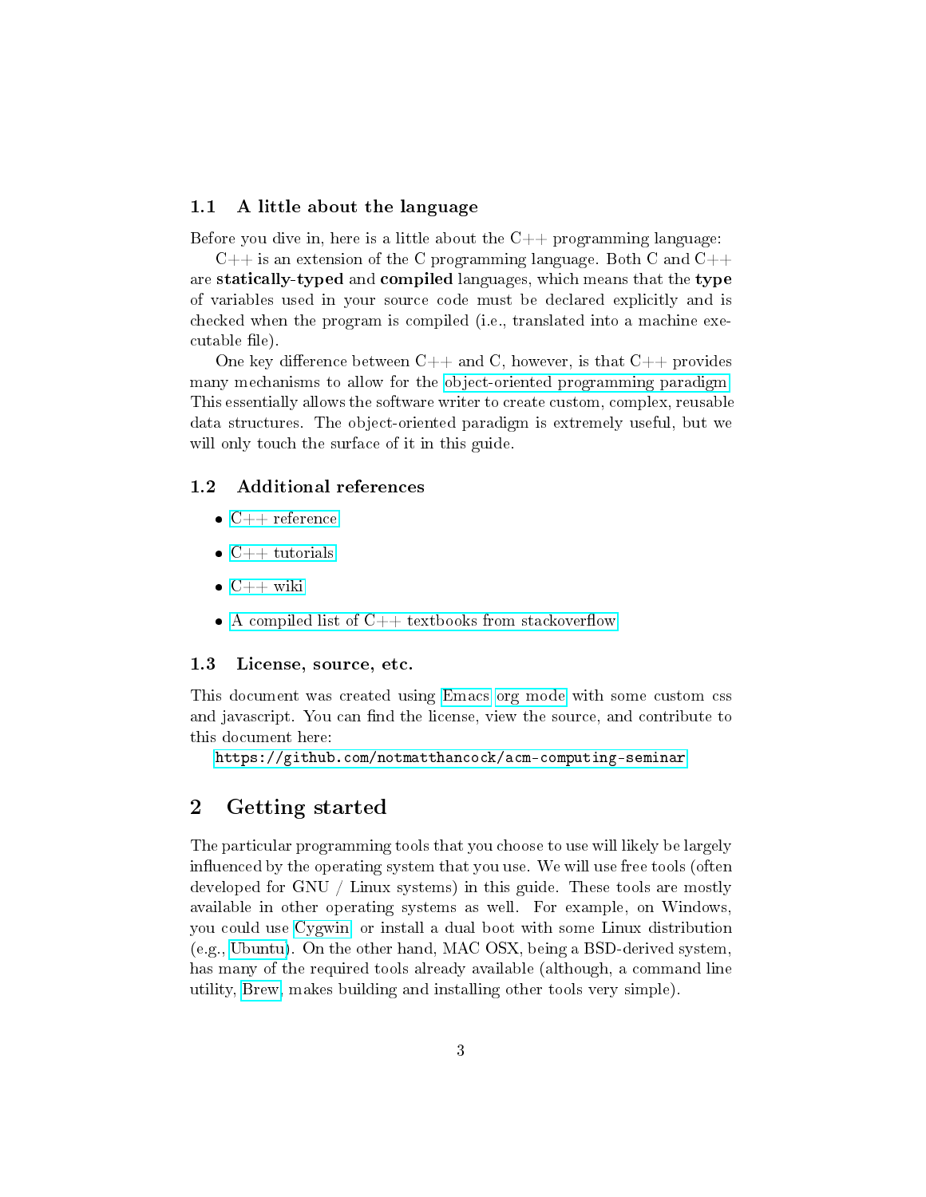### 1.1 A little about the language

Before you dive in, here is a little about the C++ programming language:

C++ is an extension of the C programming language. Both C and C++ are **statically-typed** and **compiled** languages, which means that the **type** of variables used in your source code must be declared explicitly and is checked when the program is compiled (i.e., translated into a machine executable file).

One key difference between C++ and C, however, is that C++ provides many mechanisms to allow for the object-oriented programming paradigm. This essentially allows the software writer to create custom, complex, reusable data structures. The object-oriented paradigm is extremely useful, but we will only touch the surface of it in this guide.

### 1.2 Additional references

- C++ reference
- C++ tutorials
- C++ wiki
- A compiled list of C++ textbooks from stackoverflow

### 1.3 License, source, etc.

This document was created using Emacs org mode with some custom css and javascript. You can find the license, view the source, and contribute to this document here:

`https://github.com/notmatthancock/acm-computing-seminar`

## 2 Getting started

The particular programming tools that you choose to use will likely be largely influenced by the operating system that you use. We will use free tools (often developed for GNU / Linux systems) in this guide. These tools are mostly available in other operating systems as well. For example, on Windows, you could use Cygwin or install a dual boot with some Linux distribution (e.g., Ubuntu). On the other hand, MAC OSX, being a BSD-derived system, has many of the required tools already available (although, a command line utility, Brew, makes building and installing other tools very simple).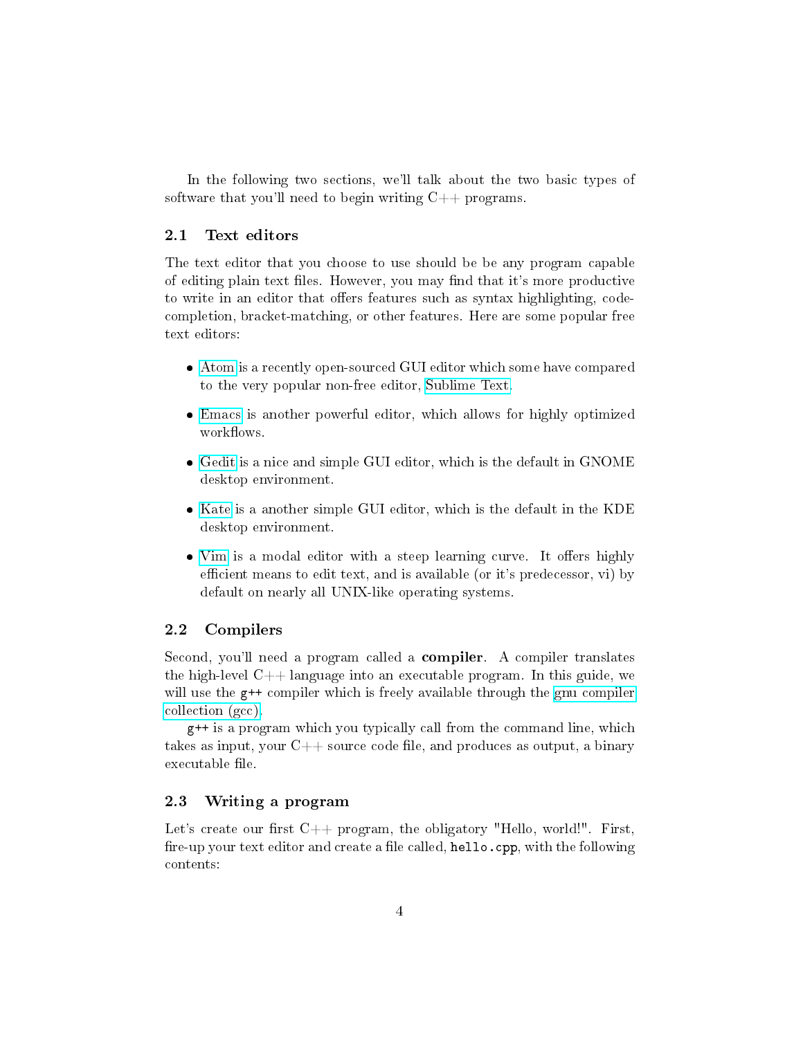In the following two sections, we'll talk about the two basic types of software that you'll need to begin writing C++ programs.

## 2.1 Text editors

The text editor that you choose to use should be be any program capable of editing plain text files. However, you may find that it's more productive to write in an editor that offers features such as syntax highlighting, code-completion, bracket-matching, or other features. Here are some popular free text editors:

- Atom is a recently open-sourced GUI editor which some have compared to the very popular non-free editor, Sublime Text.
- Emacs is another powerful editor, which allows for highly optimized workflows.
- Gedit is a nice and simple GUI editor, which is the default in GNOME desktop environment.
- Kate is a another simple GUI editor, which is the default in the KDE desktop environment.
- Vim is a modal editor with a steep learning curve. It offers highly efficient means to edit text, and is available (or it's predecessor, vi) by default on nearly all UNIX-like operating systems.

## 2.2 Compilers

Second, you'll need a program called a **compiler**. A compiler translates the high-level C++ language into an executable program. In this guide, we will use the `g++` compiler which is freely available through the gnu compiler collection (gcc).

`g++` is a program which you typically call from the command line, which takes as input, your C++ source code file, and produces as output, a binary executable file.

## 2.3 Writing a program

Let's create our first C++ program, the obligatory "Hello, world!". First, fire-up your text editor and create a file called, `hello.cpp`, with the following contents: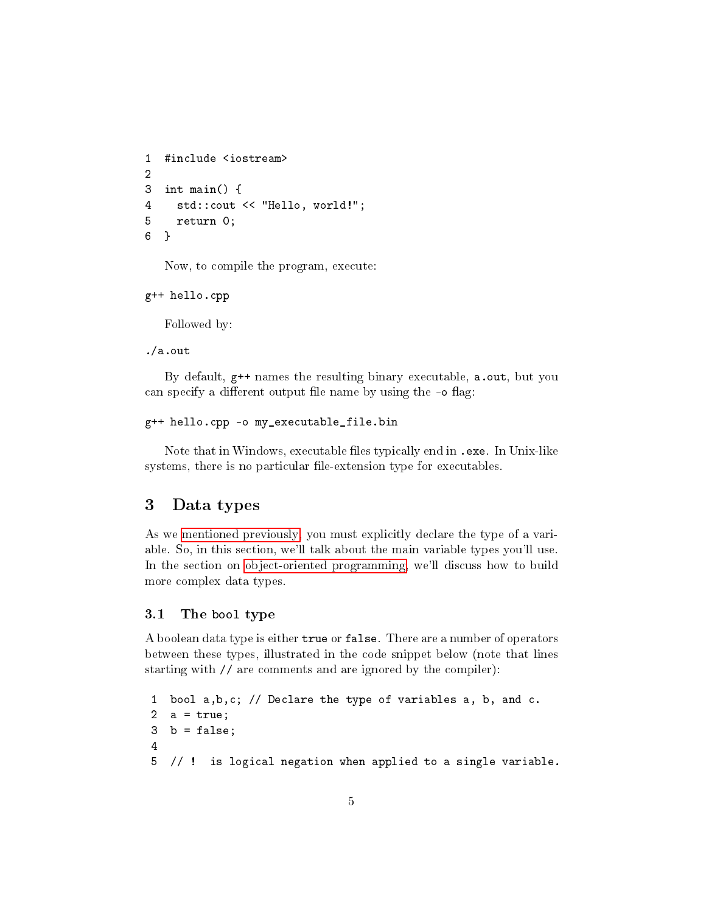```cpp
#include <iostream>

int main() {
  std::cout << "Hello, world!";
  return 0;
}
```

Now, to compile the program, execute:

```
g++ hello.cpp
```

Followed by:

```
./a.out
```

By default, `g++` names the resulting binary executable, `a.out`, but you can specify a different output file name by using the `-o` flag:

```
g++ hello.cpp -o my_executable_file.bin
```

Note that in Windows, executable files typically end in `.exe`. In Unix-like systems, there is no particular file-extension type for executables.

# 3 Data types

As we mentioned previously, you must explicitly declare the type of a variable. So, in this section, we'll talk about the main variable types you'll use. In the section on object-oriented programming, we'll discuss how to build more complex data types.

## 3.1 The `bool` type

A boolean data type is either `true` or `false`. There are a number of operators between these types, illustrated in the code snippet below (note that lines starting with `//` are comments and are ignored by the compiler):

```cpp
bool a,b,c; // Declare the type of variables a, b, and c.
a = true;
b = false;

// !  is logical negation when applied to a single variable.
```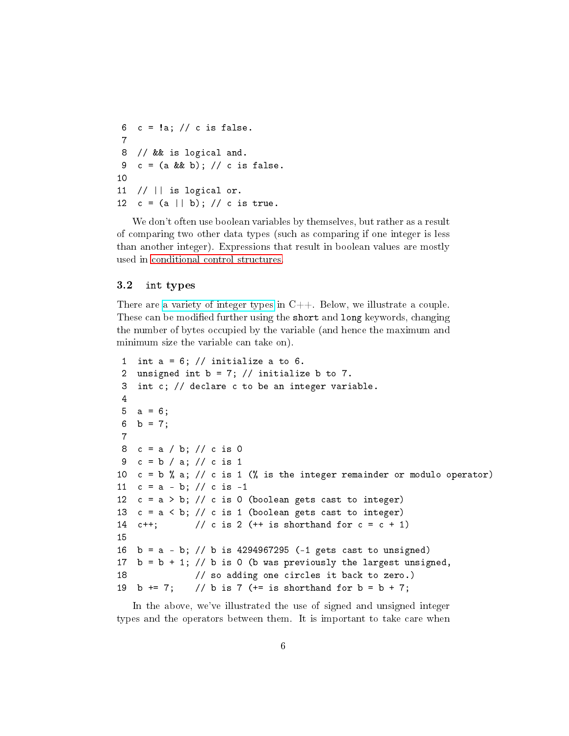```
6  c = !a; // c is false.
7
8  // && is logical and.
9  c = (a && b); // c is false.
10
11 // || is logical or.
12 c = (a || b); // c is true.
```

We don't often use boolean variables by themselves, but rather as a result of comparing two other data types (such as comparing if one integer is less than another integer). Expressions that result in boolean values are mostly used in conditional control structures.

### 3.2 int types

There are a variety of integer types in C++. Below, we illustrate a couple. These can be modified further using the `short` and `long` keywords, changing the number of bytes occupied by the variable (and hence the maximum and minimum size the variable can take on).

```
1  int a = 6; // initialize a to 6.
2  unsigned int b = 7; // initialize b to 7.
3  int c; // declare c to be an integer variable.
4
5  a = 6;
6  b = 7;
7
8  c = a / b; // c is 0
9  c = b / a; // c is 1
10 c = b % a; // c is 1 (% is the integer remainder or modulo operator)
11 c = a - b; // c is -1
12 c = a > b; // c is 0 (boolean gets cast to integer)
13 c = a < b; // c is 1 (boolean gets cast to integer)
14 c++;       // c is 2 (++ is shorthand for c = c + 1)
15
16 b = a - b; // b is 4294967295 (-1 gets cast to unsigned)
17 b = b + 1; // b is 0 (b was previously the largest unsigned,
18            // so adding one circles it back to zero.)
19 b += 7;    // b is 7 (+= is shorthand for b = b + 7;
```

In the above, we've illustrated the use of signed and unsigned integer types and the operators between them. It is important to take care when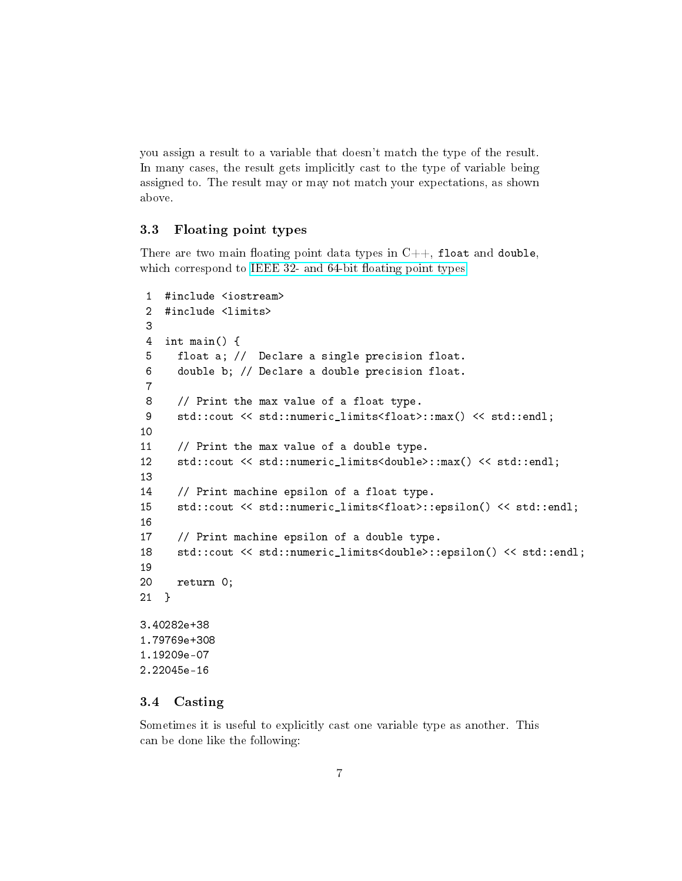you assign a result to a variable that doesn't match the type of the result. In many cases, the result gets implicitly cast to the type of variable being assigned to. The result may or may not match your expectations, as shown above.

### 3.3 Floating point types

There are two main floating point data types in C++, `float` and `double`, which correspond to [IEEE 32- and 64-bit floating point types](IEEE 32- and 64-bit floating point types)

```
 1  #include <iostream>
 2  #include <limits>
 3
 4  int main() {
 5    float a; //  Declare a single precision float.
 6    double b; // Declare a double precision float.
 7
 8    // Print the max value of a float type.
 9    std::cout << std::numeric_limits<float>::max() << std::endl;
10
11    // Print the max value of a double type.
12    std::cout << std::numeric_limits<double>::max() << std::endl;
13
14    // Print machine epsilon of a float type.
15    std::cout << std::numeric_limits<float>::epsilon() << std::endl;
16
17    // Print machine epsilon of a double type.
18    std::cout << std::numeric_limits<double>::epsilon() << std::endl;
19
20    return 0;
21  }
```

```
3.40282e+38
1.79769e+308
1.19209e-07
2.22045e-16
```

### 3.4 Casting

Sometimes it is useful to explicitly cast one variable type as another. This can be done like the following: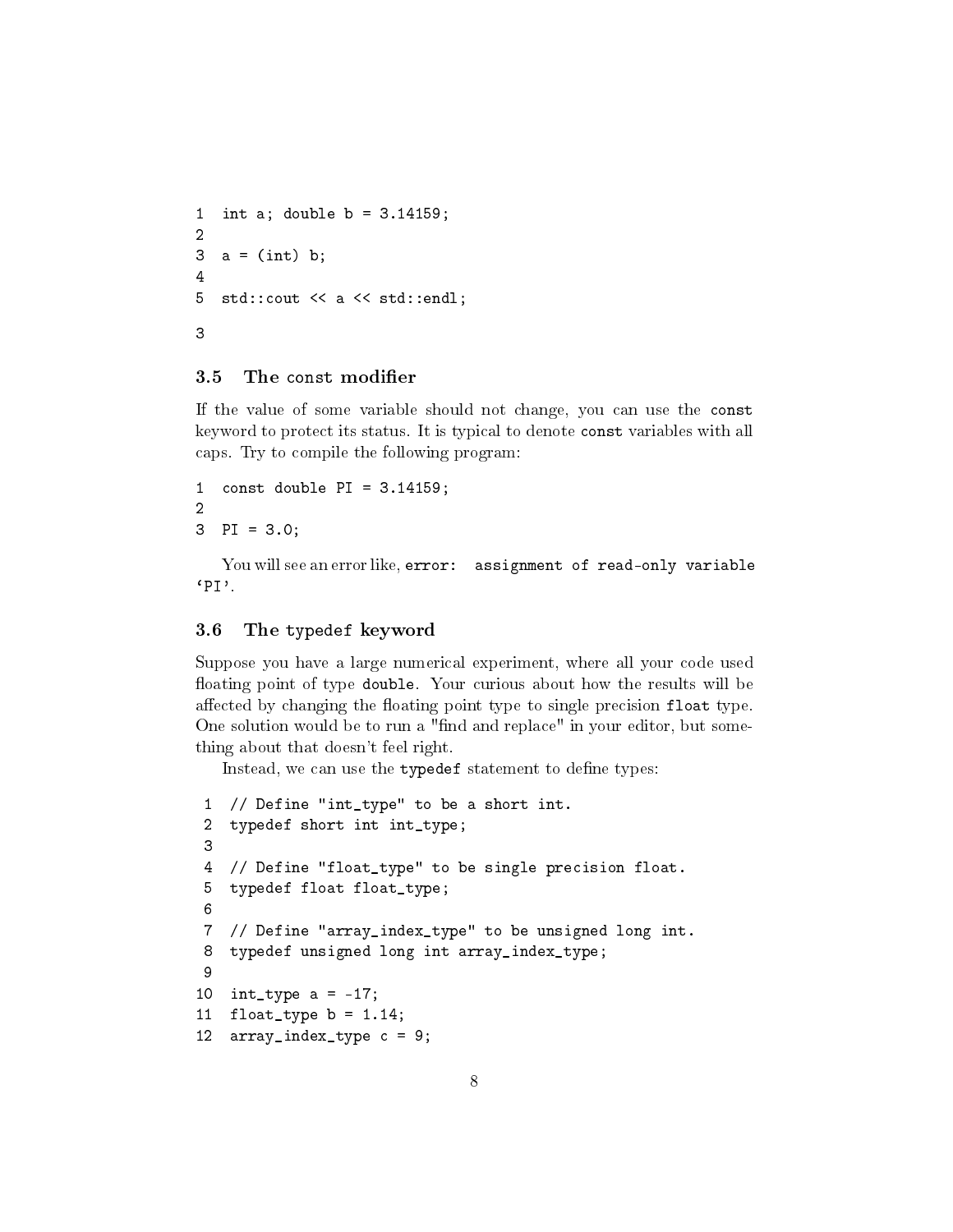```
1  int a; double b = 3.14159;
2
3  a = (int) b;
4
5  std::cout << a << std::endl;
```

```
3
```

### 3.5 The const modifier

If the value of some variable should not change, you can use the `const` keyword to protect its status. It is typical to denote `const` variables with all caps. Try to compile the following program:

```
1  const double PI = 3.14159;
2
3  PI = 3.0;
```

You will see an error like, `error: assignment of read-only variable 'PI'`.

### 3.6 The typedef keyword

Suppose you have a large numerical experiment, where all your code used floating point of type `double`. Your curious about how the results will be affected by changing the floating point type to single precision `float` type. One solution would be to run a "find and replace" in your editor, but something about that doesn't feel right.

Instead, we can use the `typedef` statement to define types:

```
 1  // Define "int_type" to be a short int.
 2  typedef short int int_type;
 3
 4  // Define "float_type" to be single precision float.
 5  typedef float float_type;
 6
 7  // Define "array_index_type" to be unsigned long int.
 8  typedef unsigned long int array_index_type;
 9
10  int_type a = -17;
11  float_type b = 1.14;
12  array_index_type c = 9;
```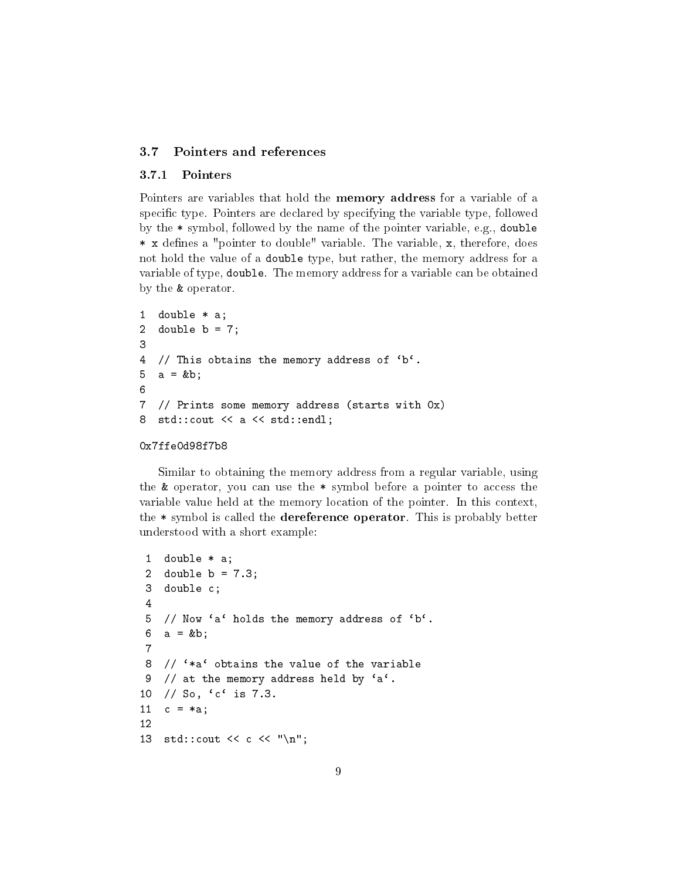### 3.7 Pointers and references

#### 3.7.1 Pointers

Pointers are variables that hold the **memory address** for a variable of a specific type. Pointers are declared by specifying the variable type, followed by the * symbol, followed by the name of the pointer variable, e.g., `double * x` defines a "pointer to double" variable. The variable, `x`, therefore, does not hold the value of a `double` type, but rather, the memory address for a variable of type, `double`. The memory address for a variable can be obtained by the `&` operator.

```
1  double * a;
2  double b = 7;
3
4  // This obtains the memory address of ‘b‘.
5  a = &b;
6
7  // Prints some memory address (starts with 0x)
8  std::cout << a << std::endl;
```

```
0x7ffe0d98f7b8
```

Similar to obtaining the memory address from a regular variable, using the `&` operator, you can use the * symbol before a pointer to access the variable value held at the memory location of the pointer. In this context, the * symbol is called the **dereference operator**. This is probably better understood with a short example:

```
 1  double * a;
 2  double b = 7.3;
 3  double c;
 4
 5  // Now ‘a‘ holds the memory address of ‘b‘.
 6  a = &b;
 7
 8  // ‘*a‘ obtains the value of the variable
 9  // at the memory address held by ‘a‘.
10  // So, ‘c‘ is 7.3.
11  c = *a;
12
13  std::cout << c << "\n";
```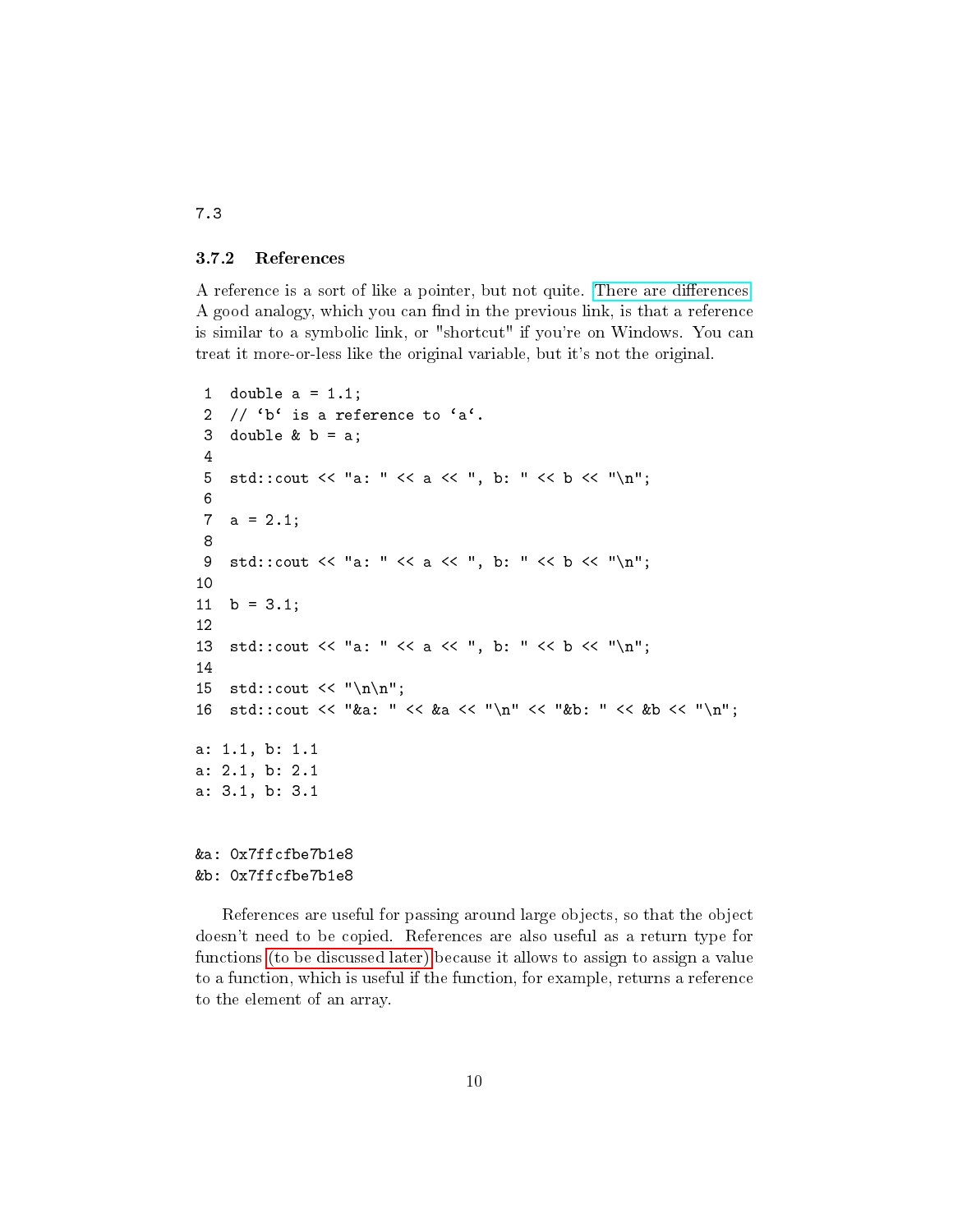7.3

### 3.7.2 References

A reference is a sort of like a pointer, but not quite. There are differences. A good analogy, which you can find in the previous link, is that a reference is similar to a symbolic link, or "shortcut" if you're on Windows. You can treat it more-or-less like the original variable, but it's not the original.

```
double a = 1.1;
// `b` is a reference to `a`.
double & b = a;

std::cout << "a: " << a << ", b: " << b << "\n";

a = 2.1;

std::cout << "a: " << a << ", b: " << b << "\n";

b = 3.1;

std::cout << "a: " << a << ", b: " << b << "\n";

std::cout << "\n\n";
std::cout << "&a: " << &a << "\n" << "&b: " << &b << "\n";
```

```
a: 1.1, b: 1.1
a: 2.1, b: 2.1
a: 3.1, b: 3.1


&a: 0x7ffcfbe7b1e8
&b: 0x7ffcfbe7b1e8
```

References are useful for passing around large objects, so that the object doesn't need to be copied. References are also useful as a return type for functions (to be discussed later) because it allows to assign to assign a value to a function, which is useful if the function, for example, returns a reference to the element of an array.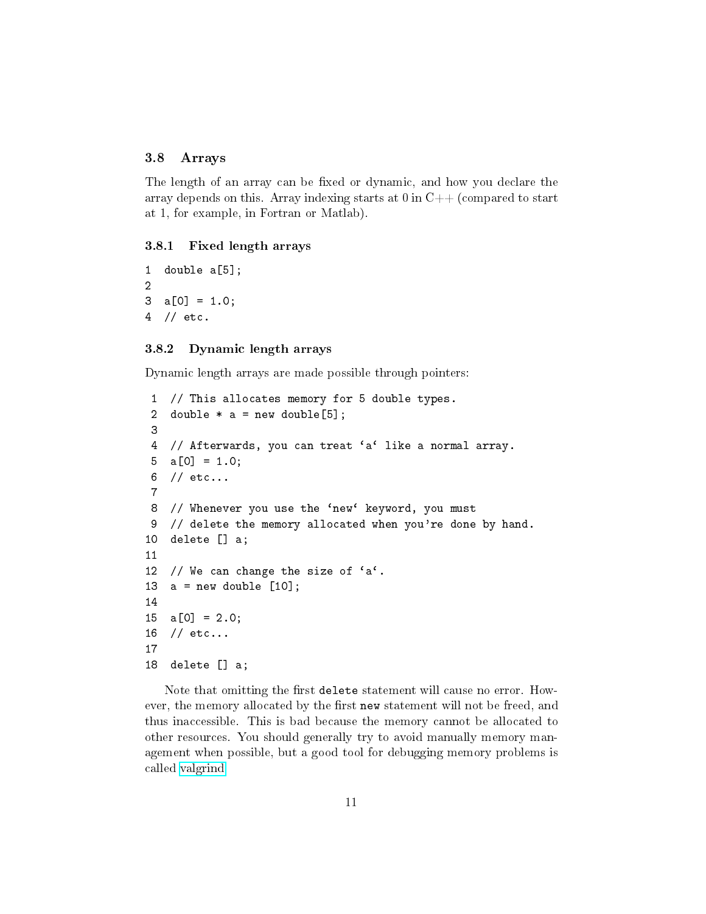### 3.8 Arrays

The length of an array can be fixed or dynamic, and how you declare the array depends on this. Array indexing starts at 0 in C++ (compared to start at 1, for example, in Fortran or Matlab).

#### 3.8.1 Fixed length arrays

```
double a[5];

a[0] = 1.0;
// etc.
```

#### 3.8.2 Dynamic length arrays

Dynamic length arrays are made possible through pointers:

```
// This allocates memory for 5 double types.
double * a = new double[5];

// Afterwards, you can treat 'a' like a normal array.
a[0] = 1.0;
// etc...

// Whenever you use the 'new' keyword, you must
// delete the memory allocated when you're done by hand.
delete [] a;

// We can change the size of 'a'.
a = new double [10];

a[0] = 2.0;
// etc...

delete [] a;
```

Note that omitting the first `delete` statement will cause no error. However, the memory allocated by the first `new` statement will not be freed, and thus inaccessible. This is bad because the memory cannot be allocated to other resources. You should generally try to avoid manually memory management when possible, but a good tool for debugging memory problems is called valgrind.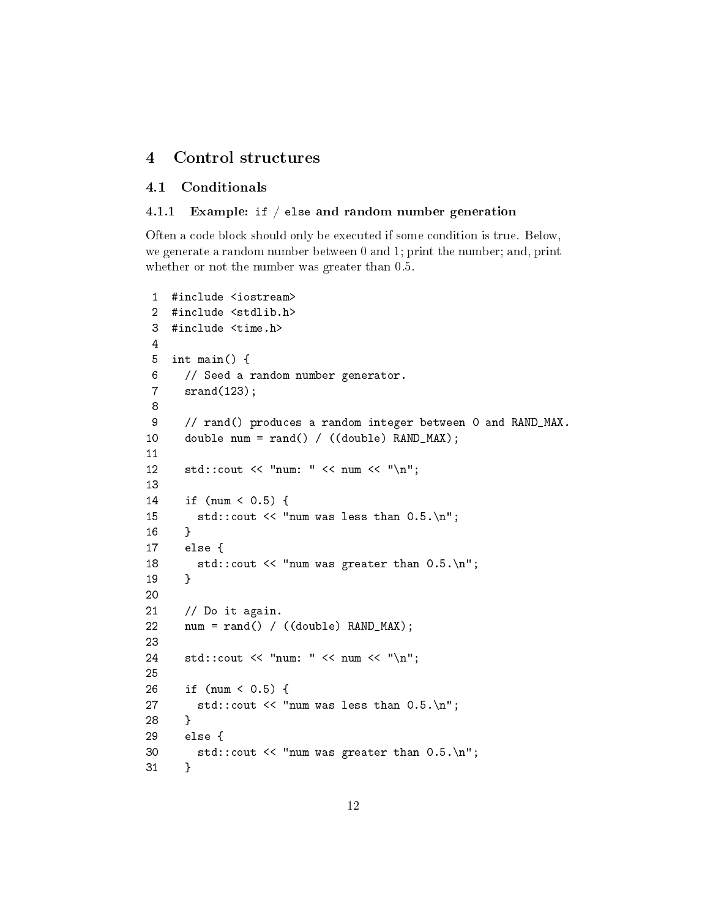# 4 Control structures

## 4.1 Conditionals

### 4.1.1 Example: `if` / `else` and random number generation

Often a code block should only be executed if some condition is true. Below, we generate a random number between 0 and 1; print the number; and, print whether or not the number was greater than 0.5.

```
1  #include <iostream>
2  #include <stdlib.h>
3  #include <time.h>
4
5  int main() {
6    // Seed a random number generator.
7    srand(123);
8
9    // rand() produces a random integer between 0 and RAND_MAX.
10   double num = rand() / ((double) RAND_MAX);
11
12   std::cout << "num: " << num << "\n";
13
14   if (num < 0.5) {
15     std::cout << "num was less than 0.5.\n";
16   }
17   else {
18     std::cout << "num was greater than 0.5.\n";
19   }
20
21   // Do it again.
22   num = rand() / ((double) RAND_MAX);
23
24   std::cout << "num: " << num << "\n";
25
26   if (num < 0.5) {
27     std::cout << "num was less than 0.5.\n";
28   }
29   else {
30     std::cout << "num was greater than 0.5.\n";
31   }
```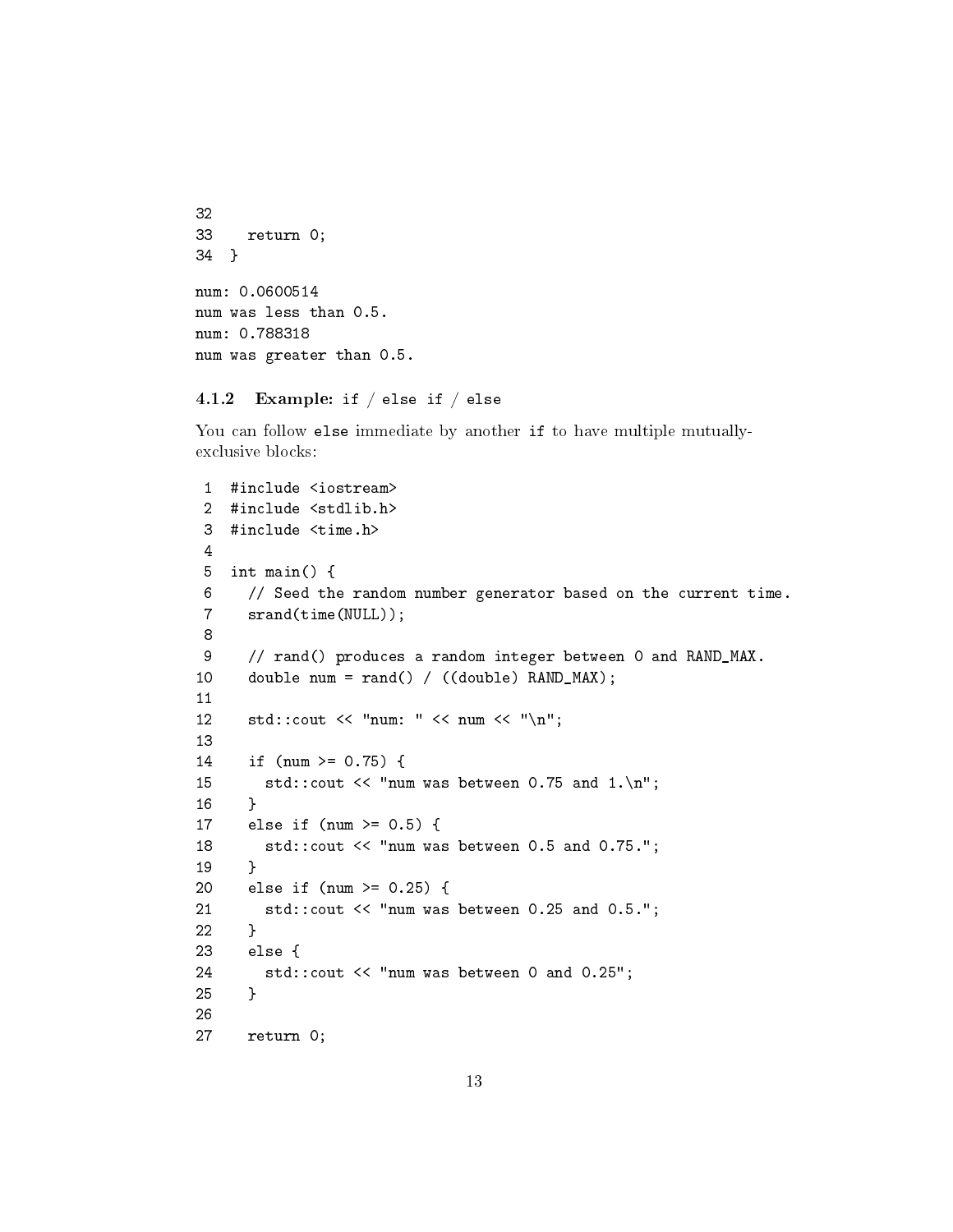```
32
33    return 0;
34  }
```

```
num: 0.0600514
num was less than 0.5.
num: 0.788318
num was greater than 0.5.
```

### 4.1.2 Example: `if` / `else if` / `else`

You can follow `else` immediate by another `if` to have multiple mutually-exclusive blocks:

```
 1  #include <iostream>
 2  #include <stdlib.h>
 3  #include <time.h>
 4
 5  int main() {
 6    // Seed the random number generator based on the current time.
 7    srand(time(NULL));
 8
 9    // rand() produces a random integer between 0 and RAND_MAX.
10    double num = rand() / ((double) RAND_MAX);
11
12    std::cout << "num: " << num << "\n";
13
14    if (num >= 0.75) {
15      std::cout << "num was between 0.75 and 1.\n";
16    }
17    else if (num >= 0.5) {
18      std::cout << "num was between 0.5 and 0.75.";
19    }
20    else if (num >= 0.25) {
21      std::cout << "num was between 0.25 and 0.5.";
22    }
23    else {
24      std::cout << "num was between 0 and 0.25";
25    }
26
27    return 0;
```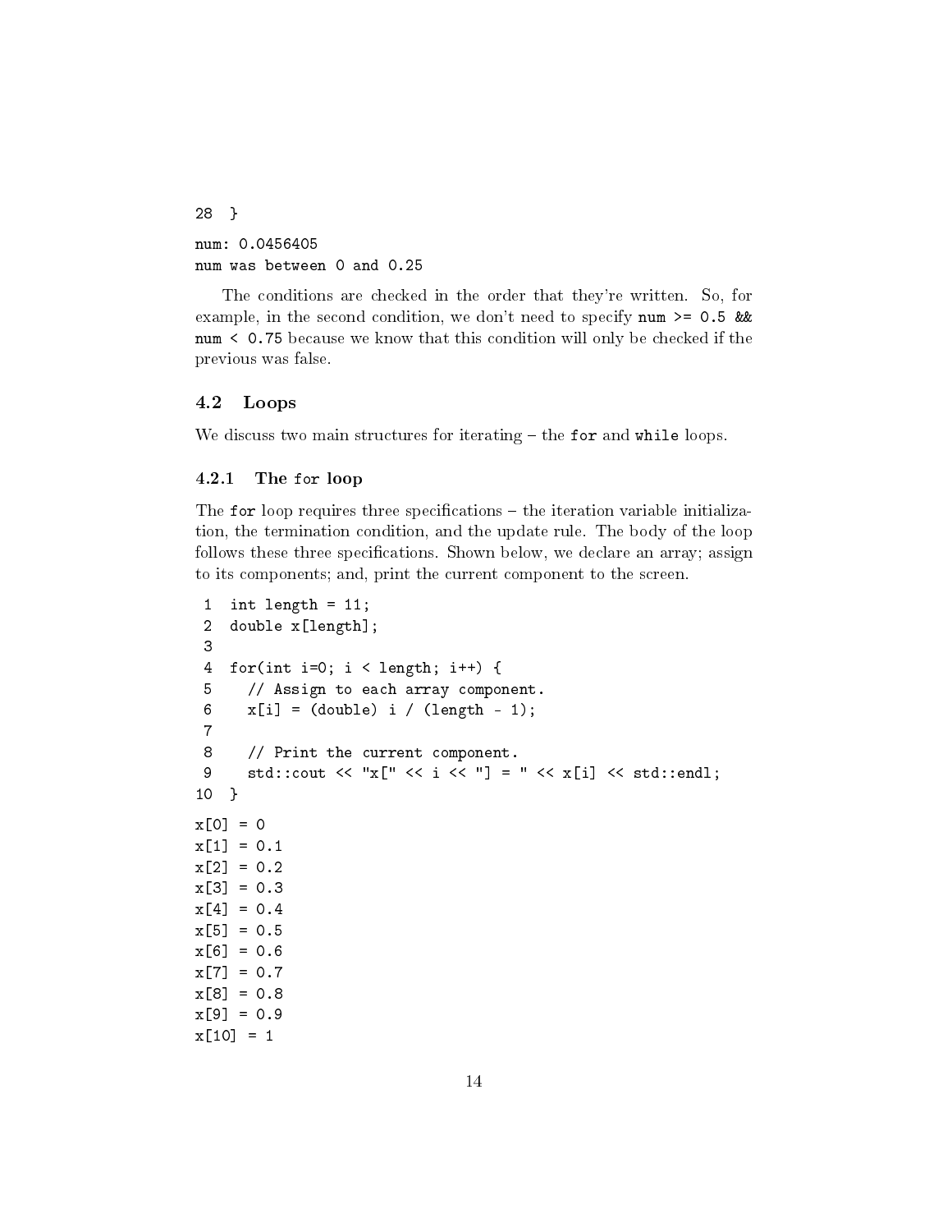```
28 }
```

```
num: 0.0456405
num was between 0 and 0.25
```

The conditions are checked in the order that they're written. So, for example, in the second condition, we don't need to specify `num >= 0.5 && num < 0.75` because we know that this condition will only be checked if the previous was false.

## 4.2 Loops

We discuss two main structures for iterating – the `for` and `while` loops.

### 4.2.1 The `for` loop

The `for` loop requires three specifications – the iteration variable initialization, the termination condition, and the update rule. The body of the loop follows these three specifications. Shown below, we declare an array; assign to its components; and, print the current component to the screen.

```
 1  int length = 11;
 2  double x[length];
 3
 4  for(int i=0; i < length; i++) {
 5    // Assign to each array component.
 6    x[i] = (double) i / (length - 1);
 7
 8    // Print the current component.
 9    std::cout << "x[" << i << "] = " << x[i] << std::endl;
10  }
```

```
x[0] = 0
x[1] = 0.1
x[2] = 0.2
x[3] = 0.3
x[4] = 0.4
x[5] = 0.5
x[6] = 0.6
x[7] = 0.7
x[8] = 0.8
x[9] = 0.9
x[10] = 1
```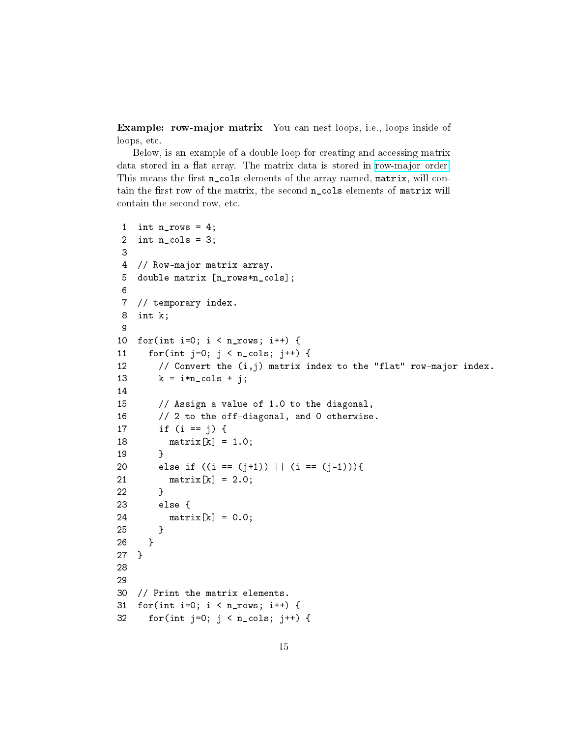**Example: row-major matrix** You can nest loops, i.e., loops inside of loops, etc.

Below, is an example of a double loop for creating and accessing matrix data stored in a flat array. The matrix data is stored in row-major order. This means the first `n_cols` elements of the array named, `matrix`, will contain the first row of the matrix, the second `n_cols` elements of `matrix` will contain the second row, etc.

```
1  int n_rows = 4;
2  int n_cols = 3;
3
4  // Row-major matrix array.
5  double matrix [n_rows*n_cols];
6
7  // temporary index.
8  int k;
9
10 for(int i=0; i < n_rows; i++) {
11   for(int j=0; j < n_cols; j++) {
12     // Convert the (i,j) matrix index to the "flat" row-major index.
13     k = i*n_cols + j;
14
15     // Assign a value of 1.0 to the diagonal,
16     // 2 to the off-diagonal, and 0 otherwise.
17     if (i == j) {
18       matrix[k] = 1.0;
19     }
20     else if ((i == (j+1)) || (i == (j-1))){
21       matrix[k] = 2.0;
22     }
23     else {
24       matrix[k] = 0.0;
25     }
26   }
27 }
28
29
30 // Print the matrix elements.
31 for(int i=0; i < n_rows; i++) {
32   for(int j=0; j < n_cols; j++) {
```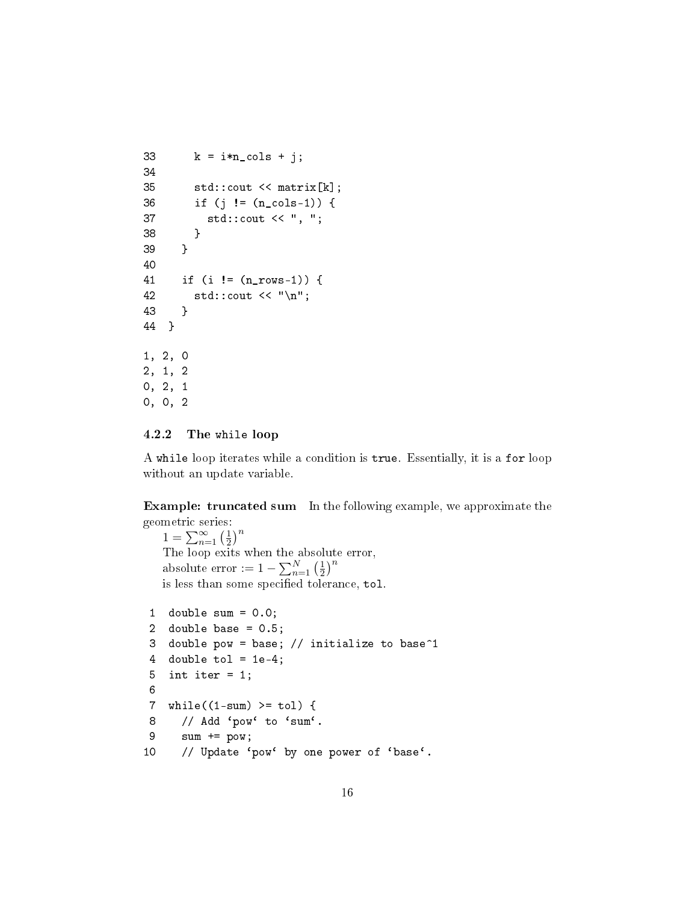```
33      k = i*n_cols + j;
34
35      std::cout << matrix[k];
36      if (j != (n_cols-1)) {
37        std::cout << ", ";
38      }
39    }
40
41    if (i != (n_rows-1)) {
42      std::cout << "\n";
43    }
44  }
```

```
1, 2, 0
2, 1, 2
0, 2, 1
0, 0, 2
```

### 4.2.2 The `while` loop

A `while` loop iterates while a condition is `true`. Essentially, it is a `for` loop without an update variable.

**Example: truncated sum** In the following example, we approximate the geometric series:

$1 = \sum_{n=1}^{\infty} \left(\frac{1}{2}\right)^n$

The loop exits when the absolute error,

absolute error $:= 1 - \sum_{n=1}^{N} \left(\frac{1}{2}\right)^n$

is less than some specified tolerance, `tol`.

```
1  double sum = 0.0;
2  double base = 0.5;
3  double pow = base; // initialize to base^1
4  double tol = 1e-4;
5  int iter = 1;
6
7  while((1-sum) >= tol) {
8    // Add `pow` to `sum`.
9    sum += pow;
10   // Update `pow` by one power of `base`.
```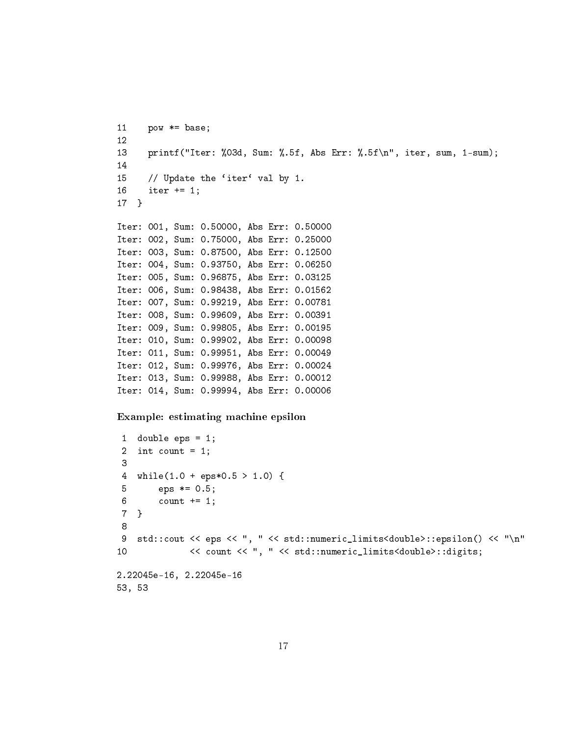```
11    pow *= base;
12
13    printf("Iter: %03d, Sum: %.5f, Abs Err: %.5f\n", iter, sum, 1-sum);
14
15    // Update the `iter` val by 1.
16    iter += 1;
17  }
```

```
Iter: 001, Sum: 0.50000, Abs Err: 0.50000
Iter: 002, Sum: 0.75000, Abs Err: 0.25000
Iter: 003, Sum: 0.87500, Abs Err: 0.12500
Iter: 004, Sum: 0.93750, Abs Err: 0.06250
Iter: 005, Sum: 0.96875, Abs Err: 0.03125
Iter: 006, Sum: 0.98438, Abs Err: 0.01562
Iter: 007, Sum: 0.99219, Abs Err: 0.00781
Iter: 008, Sum: 0.99609, Abs Err: 0.00391
Iter: 009, Sum: 0.99805, Abs Err: 0.00195
Iter: 010, Sum: 0.99902, Abs Err: 0.00098
Iter: 011, Sum: 0.99951, Abs Err: 0.00049
Iter: 012, Sum: 0.99976, Abs Err: 0.00024
Iter: 013, Sum: 0.99988, Abs Err: 0.00012
Iter: 014, Sum: 0.99994, Abs Err: 0.00006
```

**Example: estimating machine epsilon**

```
 1  double eps = 1;
 2  int count = 1;
 3
 4  while(1.0 + eps*0.5 > 1.0) {
 5      eps *= 0.5;
 6      count += 1;
 7  }
 8
 9  std::cout << eps << ", " << std::numeric_limits<double>::epsilon() << "\n"
10            << count << ", " << std::numeric_limits<double>::digits;
```

```
2.22045e-16, 2.22045e-16
53, 53
```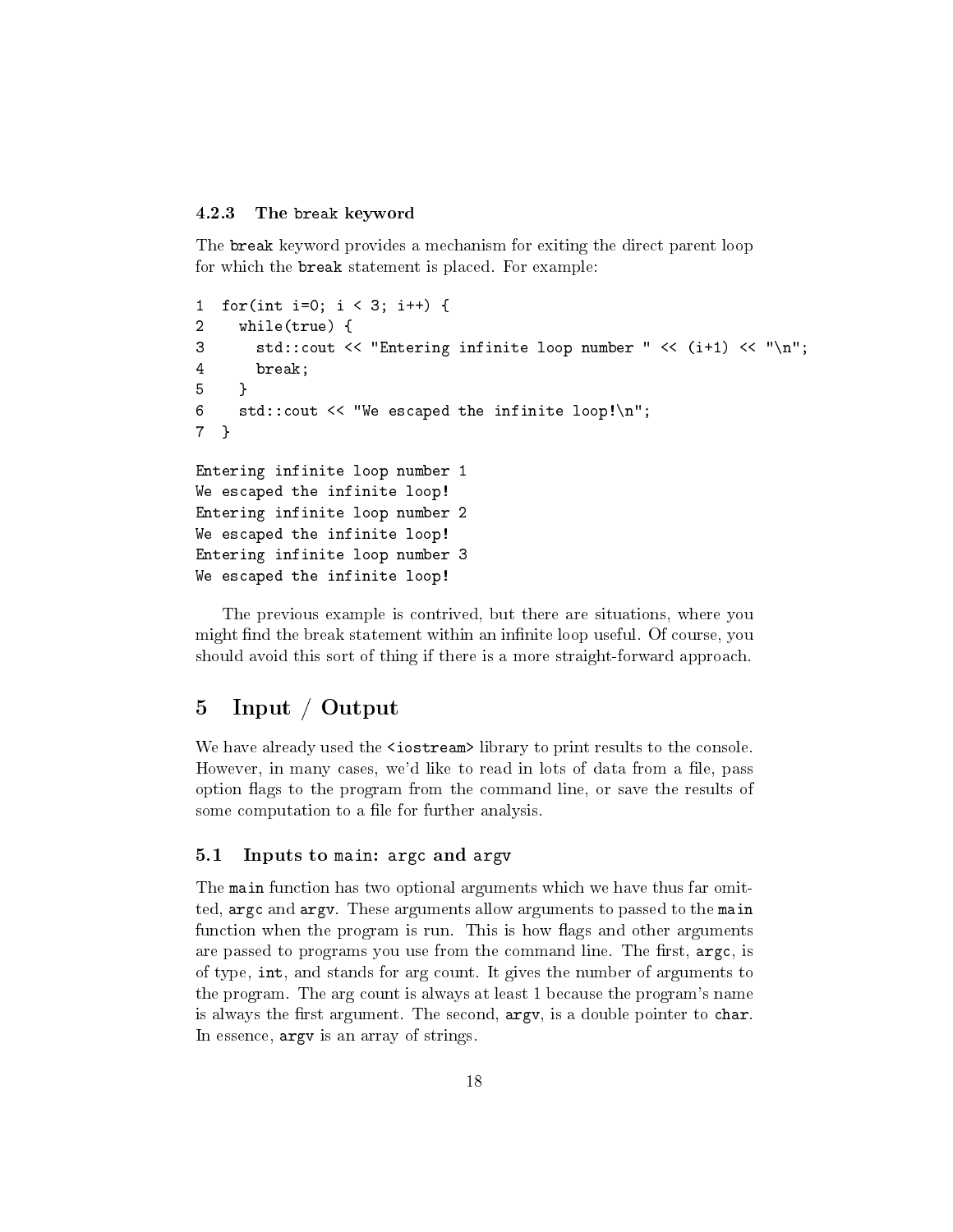#### 4.2.3 The `break` keyword

The `break` keyword provides a mechanism for exiting the direct parent loop for which the `break` statement is placed. For example:

```
1  for(int i=0; i < 3; i++) {
2    while(true) {
3      std::cout << "Entering infinite loop number " << (i+1) << "\n";
4      break;
5    }
6    std::cout << "We escaped the infinite loop!\n";
7  }
```

```
Entering infinite loop number 1
We escaped the infinite loop!
Entering infinite loop number 2
We escaped the infinite loop!
Entering infinite loop number 3
We escaped the infinite loop!
```

The previous example is contrived, but there are situations, where you might find the break statement within an infinite loop useful. Of course, you should avoid this sort of thing if there is a more straight-forward approach.

# 5 Input / Output

We have already used the `<iostream>` library to print results to the console. However, in many cases, we'd like to read in lots of data from a file, pass option flags to the program from the command line, or save the results of some computation to a file for further analysis.

## 5.1 Inputs to `main`: `argc` and `argv`

The `main` function has two optional arguments which we have thus far omitted, `argc` and `argv`. These arguments allow arguments to passed to the `main` function when the program is run. This is how flags and other arguments are passed to programs you use from the command line. The first, `argc`, is of type, `int`, and stands for arg count. It gives the number of arguments to the program. The arg count is always at least 1 because the program's name is always the first argument. The second, `argv`, is a double pointer to `char`. In essence, `argv` is an array of strings.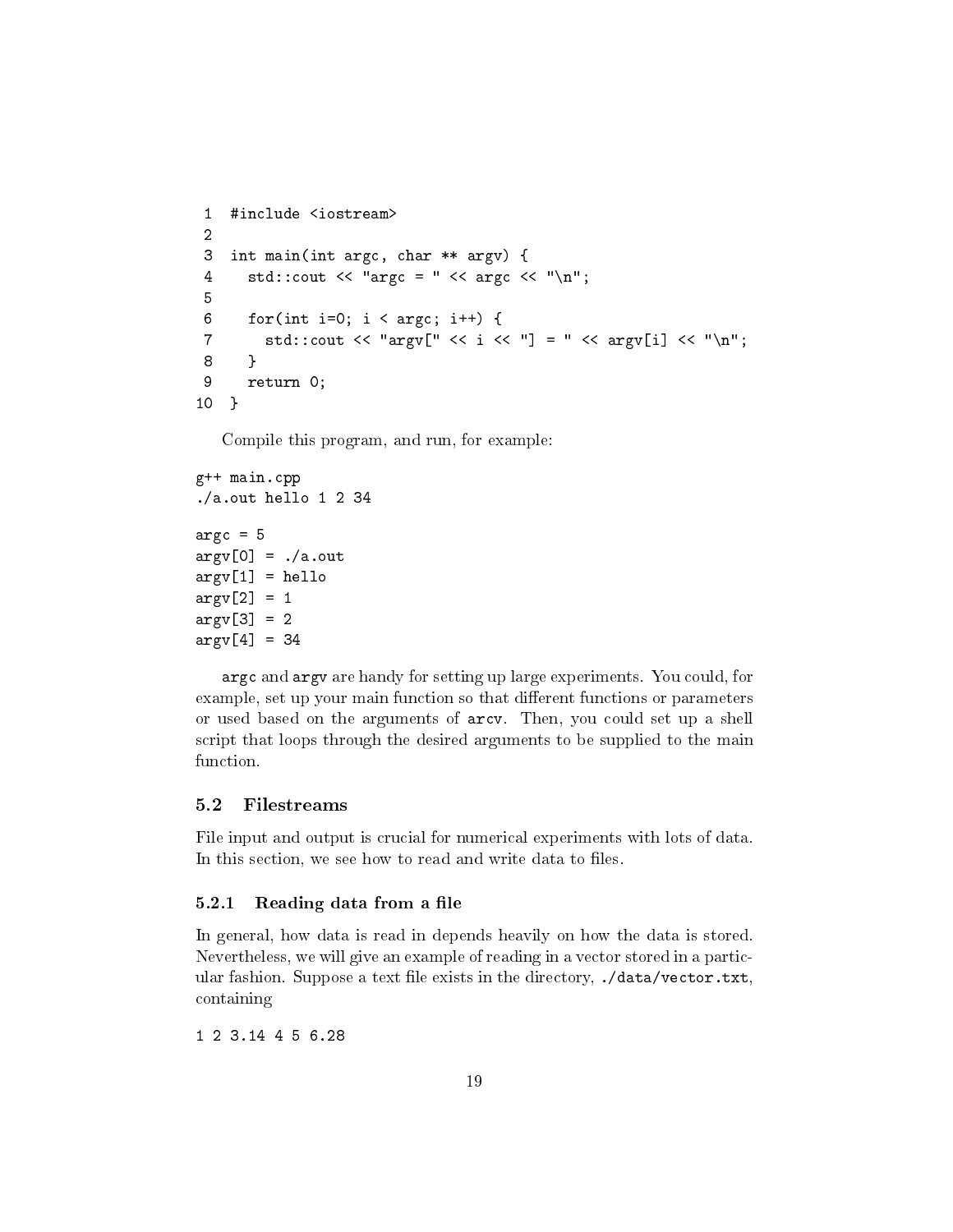```
 1  #include <iostream>
 2
 3  int main(int argc, char ** argv) {
 4    std::cout << "argc = " << argc << "\n";
 5
 6    for(int i=0; i < argc; i++) {
 7      std::cout << "argv[" << i << "] = " << argv[i] << "\n";
 8    }
 9    return 0;
10  }
```

Compile this program, and run, for example:

```
g++ main.cpp
./a.out hello 1 2 34

argc = 5
argv[0] = ./a.out
argv[1] = hello
argv[2] = 1
argv[3] = 2
argv[4] = 34
```

`argc` and `argv` are handy for setting up large experiments. You could, for example, set up your main function so that different functions or parameters or used based on the arguments of `arcv`. Then, you could set up a shell script that loops through the desired arguments to be supplied to the main function.

### 5.2 Filestreams

File input and output is crucial for numerical experiments with lots of data. In this section, we see how to read and write data to files.

#### 5.2.1 Reading data from a file

In general, how data is read in depends heavily on how the data is stored. Nevertheless, we will give an example of reading in a vector stored in a particular fashion. Suppose a text file exists in the directory, `./data/vector.txt`, containing

```
1 2 3.14 4 5 6.28
```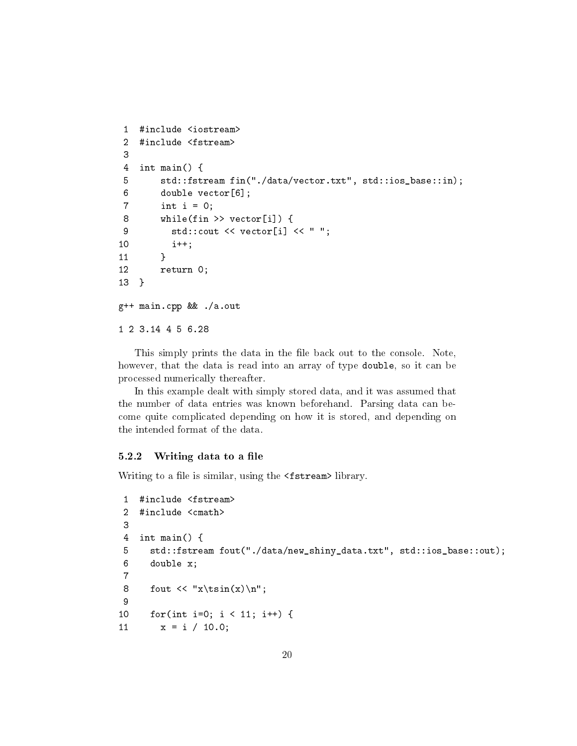```
1  #include <iostream>
2  #include <fstream>
3
4  int main() {
5      std::fstream fin("./data/vector.txt", std::ios_base::in);
6      double vector[6];
7      int i = 0;
8      while(fin >> vector[i]) {
9        std::cout << vector[i] << " ";
10       i++;
11     }
12     return 0;
13 }
```

```
g++ main.cpp && ./a.out
```

```
1 2 3.14 4 5 6.28
```

This simply prints the data in the file back out to the console. Note, however, that the data is read into an array of type `double`, so it can be processed numerically thereafter.

In this example dealt with simply stored data, and it was assumed that the number of data entries was known beforehand. Parsing data can become quite complicated depending on how it is stored, and depending on the intended format of the data.

### 5.2.2 Writing data to a file

Writing to a file is similar, using the `<fstream>` library.

```
1  #include <fstream>
2  #include <cmath>
3
4  int main() {
5    std::fstream fout("./data/new_shiny_data.txt", std::ios_base::out);
6    double x;
7
8    fout << "x\tsin(x)\n";
9
10   for(int i=0; i < 11; i++) {
11     x = i / 10.0;
```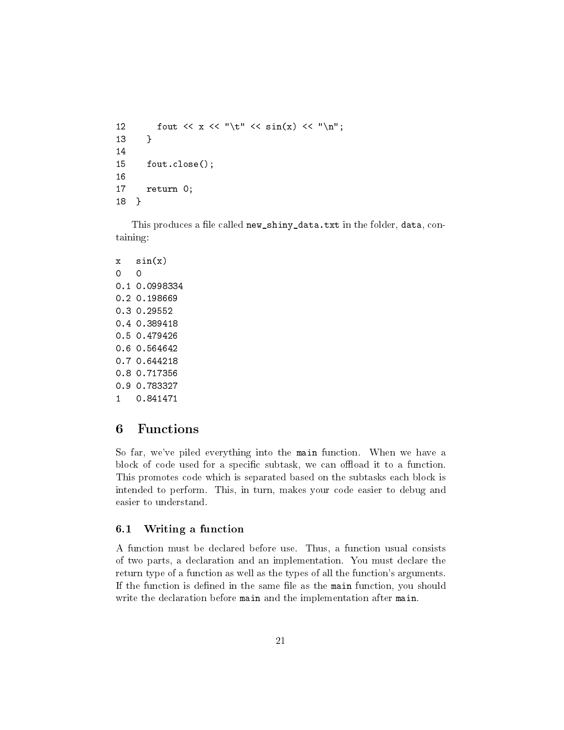```
12      fout << x << "\t" << sin(x) << "\n";
13    }
14
15    fout.close();
16
17    return 0;
18  }
```

This produces a file called `new_shiny_data.txt` in the folder, `data`, containing:

```
x   sin(x)
0   0
0.1 0.0998334
0.2 0.198669
0.3 0.29552
0.4 0.389418
0.5 0.479426
0.6 0.564642
0.7 0.644218
0.8 0.717356
0.9 0.783327
1   0.841471
```

# 6 Functions

So far, we've piled everything into the `main` function. When we have a block of code used for a specific subtask, we can offload it to a function. This promotes code which is separated based on the subtasks each block is intended to perform. This, in turn, makes your code easier to debug and easier to understand.

## 6.1 Writing a function

A function must be declared before use. Thus, a function usual consists of two parts, a declaration and an implementation. You must declare the return type of a function as well as the types of all the function's arguments. If the function is defined in the same file as the `main` function, you should write the declaration before `main` and the implementation after `main`.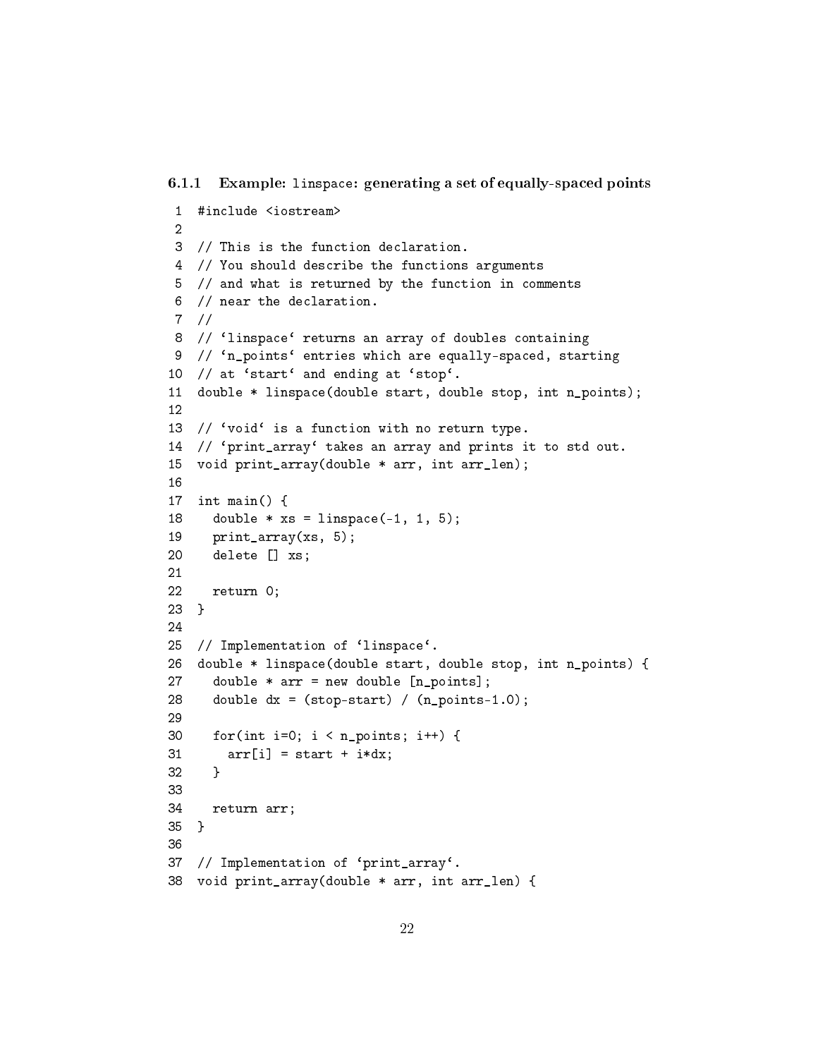#### 6.1.1 Example: `linspace`: generating a set of equally-spaced points

```
1  #include <iostream>
2  
3  // This is the function declaration.
4  // You should describe the functions arguments
5  // and what is returned by the function in comments
6  // near the declaration.
7  //
8  // `linspace` returns an array of doubles containing
9  // `n_points` entries which are equally-spaced, starting
10 // at `start` and ending at `stop`.
11 double * linspace(double start, double stop, int n_points);
12 
13 // `void` is a function with no return type.
14 // `print_array` takes an array and prints it to std out.
15 void print_array(double * arr, int arr_len);
16 
17 int main() {
18   double * xs = linspace(-1, 1, 5);
19   print_array(xs, 5);
20   delete [] xs;
21 
22   return 0;
23 }
24 
25 // Implementation of `linspace`.
26 double * linspace(double start, double stop, int n_points) {
27   double * arr = new double [n_points];
28   double dx = (stop-start) / (n_points-1.0);
29 
30   for(int i=0; i < n_points; i++) {
31     arr[i] = start + i*dx;
32   }
33 
34   return arr;
35 }
36 
37 // Implementation of `print_array`.
38 void print_array(double * arr, int arr_len) {
```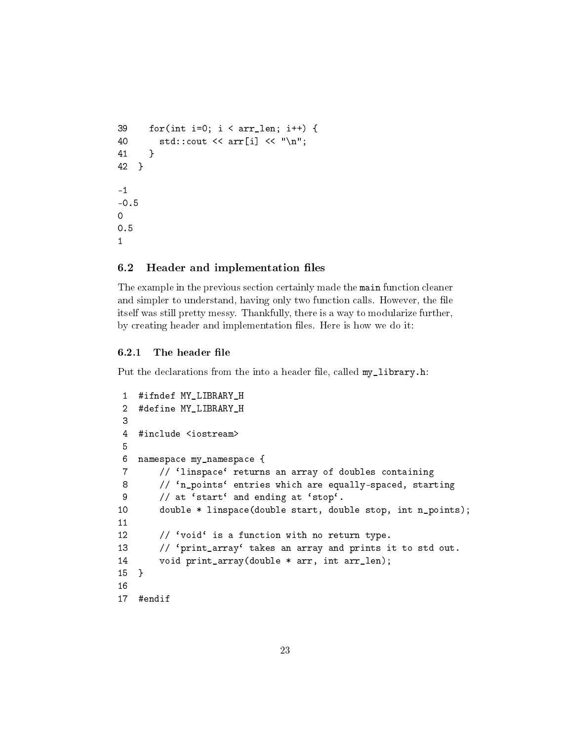```
39    for(int i=0; i < arr_len; i++) {
40      std::cout << arr[i] << "\n";
41    }
42  }
```

```
-1
-0.5
0
0.5
1
```

### 6.2 Header and implementation files

The example in the previous section certainly made the `main` function cleaner and simpler to understand, having only two function calls. However, the file itself was still pretty messy. Thankfully, there is a way to modularize further, by creating header and implementation files. Here is how we do it:

#### 6.2.1 The header file

Put the declarations from the into a header file, called `my_library.h`:

```
 1  #ifndef MY_LIBRARY_H
 2  #define MY_LIBRARY_H
 3
 4  #include <iostream>
 5
 6  namespace my_namespace {
 7      // `linspace` returns an array of doubles containing
 8      // `n_points` entries which are equally-spaced, starting
 9      // at `start` and ending at `stop`.
10      double * linspace(double start, double stop, int n_points);
11
12      // `void` is a function with no return type.
13      // `print_array` takes an array and prints it to std out.
14      void print_array(double * arr, int arr_len);
15  }
16
17  #endif
```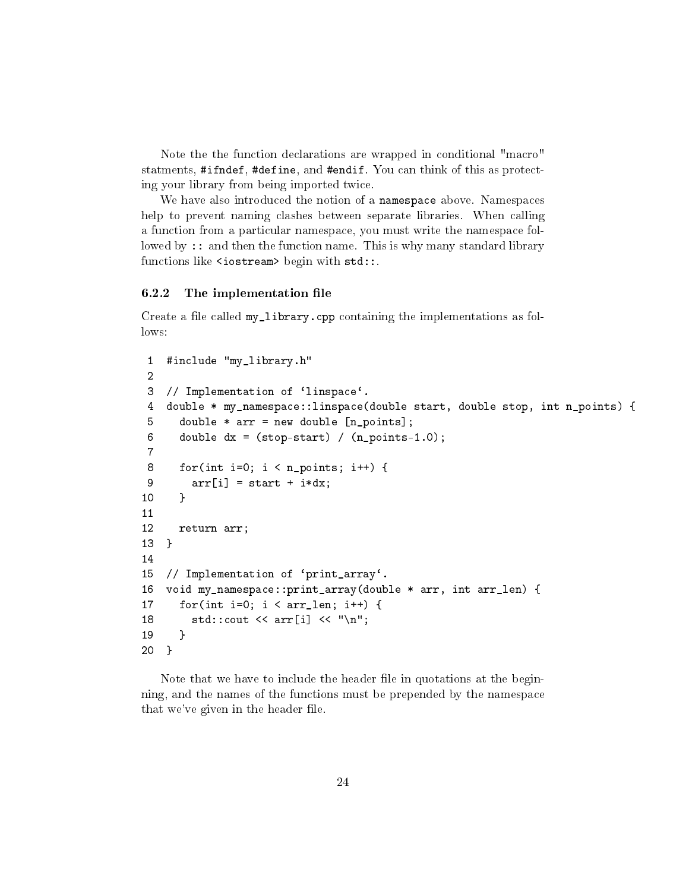Note the the function declarations are wrapped in conditional "macro" statments, `#ifndef`, `#define`, and `#endif`. You can think of this as protecting your library from being imported twice.

We have also introduced the notion of a `namespace` above. Namespaces help to prevent naming clashes between separate libraries. When calling a function from a particular namespace, you must write the namespace followed by `::` and then the function name. This is why many standard library functions like `<iostream>` begin with `std::`.

### 6.2.2 The implementation file

Create a file called `my_library.cpp` containing the implementations as follows:

```
1  #include "my_library.h"
2
3  // Implementation of ‘linspace‘.
4  double * my_namespace::linspace(double start, double stop, int n_points) {
5    double * arr = new double [n_points];
6    double dx = (stop-start) / (n_points-1.0);
7
8    for(int i=0; i < n_points; i++) {
9      arr[i] = start + i*dx;
10   }
11
12   return arr;
13 }
14
15 // Implementation of ‘print_array‘.
16 void my_namespace::print_array(double * arr, int arr_len) {
17   for(int i=0; i < arr_len; i++) {
18     std::cout << arr[i] << "\n";
19   }
20 }
```

Note that we have to include the header file in quotations at the beginning, and the names of the functions must be prepended by the namespace that we've given in the header file.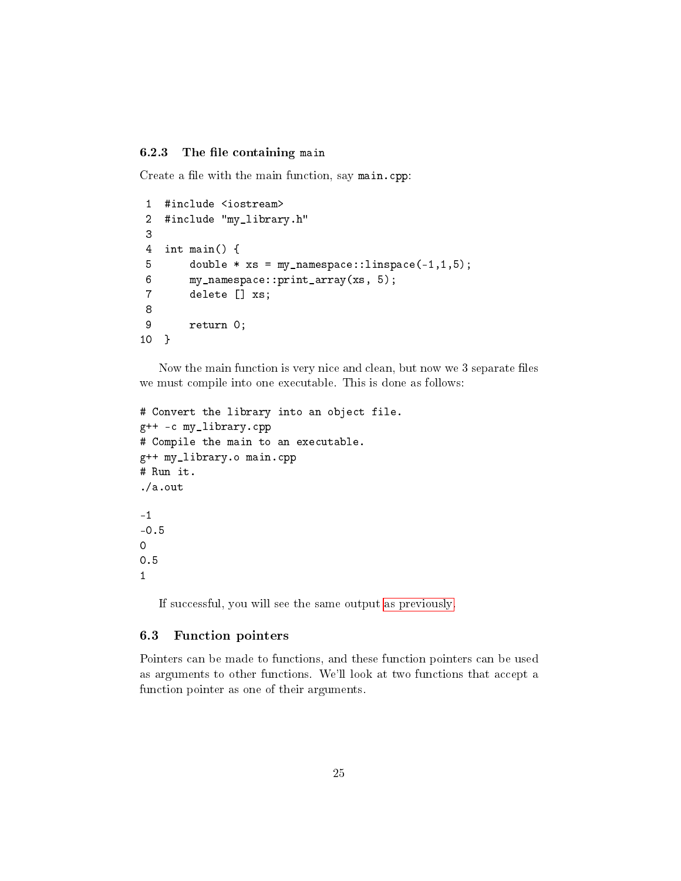### 6.2.3 The file containing `main`

Create a file with the main function, say `main.cpp`:

```
#include <iostream>
#include "my_library.h"

int main() {
    double * xs = my_namespace::linspace(-1,1,5);
    my_namespace::print_array(xs, 5);
    delete [] xs;

    return 0;
}
```

Now the main function is very nice and clean, but now we 3 separate files we must compile into one executable. This is done as follows:

```
# Convert the library into an object file.
g++ -c my_library.cpp
# Compile the main to an executable.
g++ my_library.o main.cpp
# Run it.
./a.out
```

```
-1
-0.5
0
0.5
1
```

If successful, you will see the same output as previously.

## 6.3 Function pointers

Pointers can be made to functions, and these function pointers can be used as arguments to other functions. We'll look at two functions that accept a function pointer as one of their arguments.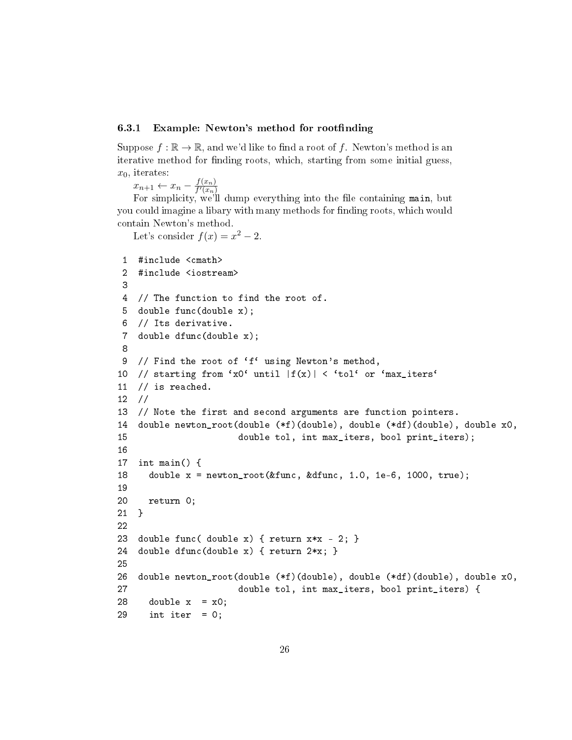### 6.3.1 Example: Newton's method for rootfinding

Suppose $f : \mathbb{R} \to \mathbb{R}$, and we'd like to find a root of $f$. Newton's method is an iterative method for finding roots, which, starting from some initial guess, $x_0$, iterates:

$x_{n+1} \leftarrow x_n - \frac{f(x_n)}{f'(x_n)}$

For simplicity, we'll dump everything into the file containing `main`, but you could imagine a libary with many methods for finding roots, which would contain Newton's method.

Let's consider $f(x) = x^2 - 2$.

```
 1  #include <cmath>
 2  #include <iostream>
 3
 4  // The function to find the root of.
 5  double func(double x);
 6  // Its derivative.
 7  double dfunc(double x);
 8
 9  // Find the root of `f` using Newton's method,
10  // starting from `x0` until |f(x)| < `tol` or `max_iters`
11  // is reached.
12  //
13  // Note the first and second arguments are function pointers.
14  double newton_root(double (*f)(double), double (*df)(double), double x0,
15                     double tol, int max_iters, bool print_iters);
16
17  int main() {
18    double x = newton_root(&func, &dfunc, 1.0, 1e-6, 1000, true);
19
20    return 0;
21  }
22
23  double func( double x) { return x*x - 2; }
24  double dfunc(double x) { return 2*x; }
25
26  double newton_root(double (*f)(double), double (*df)(double), double x0,
27                     double tol, int max_iters, bool print_iters) {
28    double x  = x0;
29    int iter  = 0;
```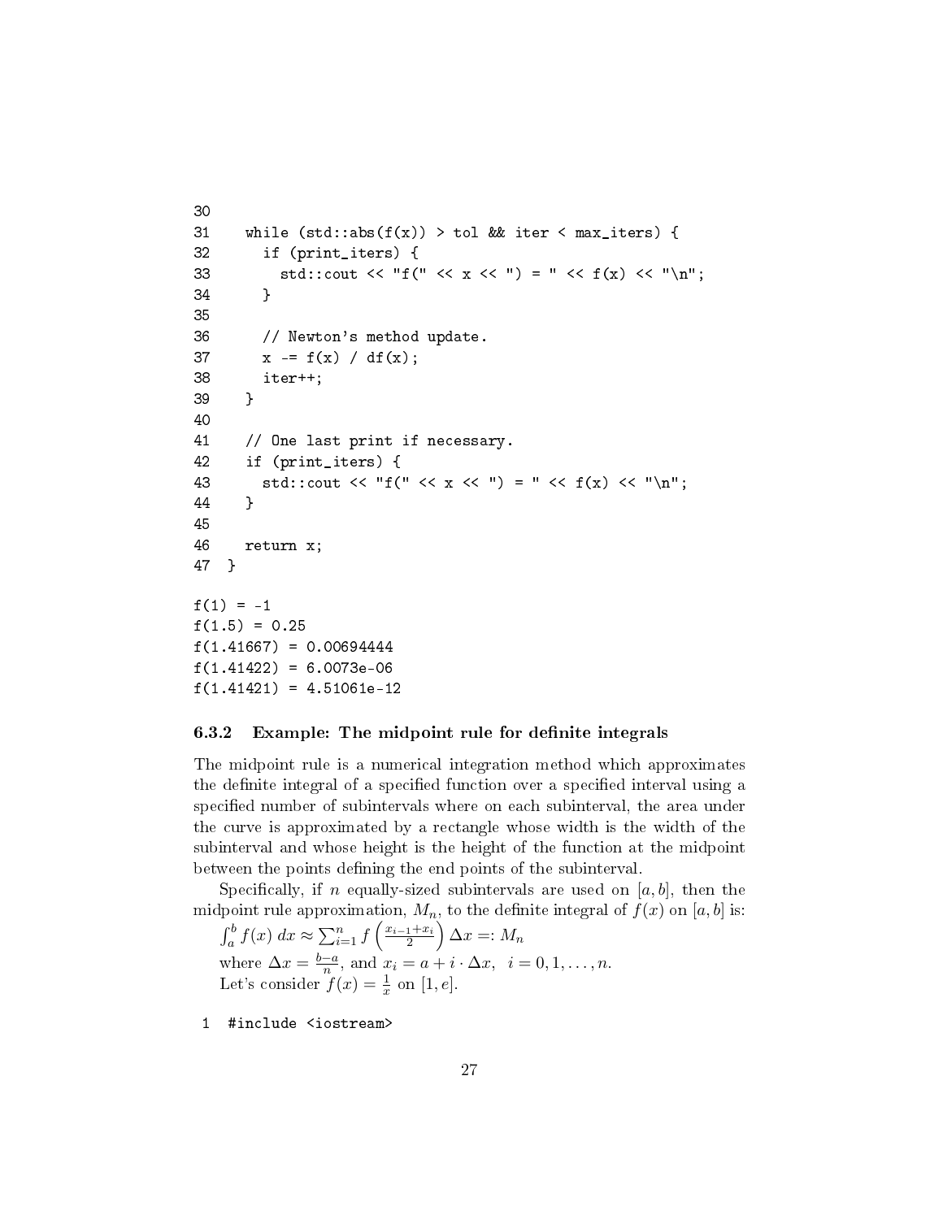```
30
31    while (std::abs(f(x)) > tol && iter < max_iters) {
32      if (print_iters) {
33        std::cout << "f(" << x << ") = " << f(x) << "\n";
34      }
35
36      // Newton's method update.
37      x -= f(x) / df(x);
38      iter++;
39    }
40
41    // One last print if necessary.
42    if (print_iters) {
43      std::cout << "f(" << x << ") = " << f(x) << "\n";
44    }
45
46    return x;
47  }
```

```
f(1) = -1
f(1.5) = 0.25
f(1.41667) = 0.00694444
f(1.41422) = 6.0073e-06
f(1.41421) = 4.51061e-12
```

### 6.3.2 Example: The midpoint rule for definite integrals

The midpoint rule is a numerical integration method which approximates the definite integral of a specified function over a specified interval using a specified number of subintervals where on each subinterval, the area under the curve is approximated by a rectangle whose width is the width of the subinterval and whose height is the height of the function at the midpoint between the points defining the end points of the subinterval.

Specifically, if $n$ equally-sized subintervals are used on $[a, b]$, then the midpoint rule approximation, $M_n$, to the definite integral of $f(x)$ on $[a, b]$ is:

$\int_a^b f(x)\, dx \approx \sum_{i=1}^{n} f\left(\frac{x_{i-1}+x_i}{2}\right) \Delta x =: M_n$

where $\Delta x = \frac{b-a}{n}$, and $x_i = a + i \cdot \Delta x, \quad i = 0, 1, \ldots, n$.

Let's consider $f(x) = \frac{1}{x}$ on $[1, e]$.

```
1  #include <iostream>
```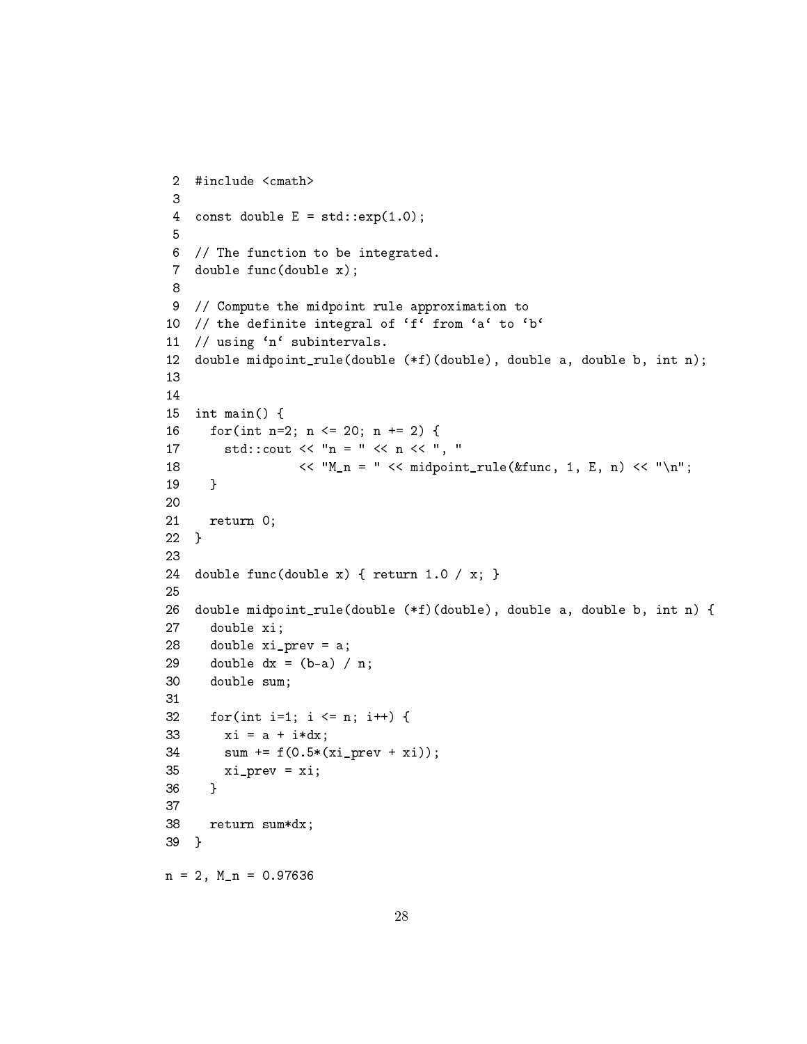```
 2  #include <cmath>
 3
 4  const double E = std::exp(1.0);
 5
 6  // The function to be integrated.
 7  double func(double x);
 8
 9  // Compute the midpoint rule approximation to
10  // the definite integral of ‘f‘ from ‘a‘ to ‘b‘
11  // using ‘n‘ subintervals.
12  double midpoint_rule(double (*f)(double), double a, double b, int n);
13
14
15  int main() {
16    for(int n=2; n <= 20; n += 2) {
17      std::cout << "n = " << n << ", "
18                << "M_n = " << midpoint_rule(&func, 1, E, n) << "\n";
19    }
20
21    return 0;
22  }
23
24  double func(double x) { return 1.0 / x; }
25
26  double midpoint_rule(double (*f)(double), double a, double b, int n) {
27    double xi;
28    double xi_prev = a;
29    double dx = (b-a) / n;
30    double sum;
31
32    for(int i=1; i <= n; i++) {
33      xi = a + i*dx;
34      sum += f(0.5*(xi_prev + xi));
35      xi_prev = xi;
36    }
37
38    return sum*dx;
39  }
```

```
n = 2, M_n = 0.97636
```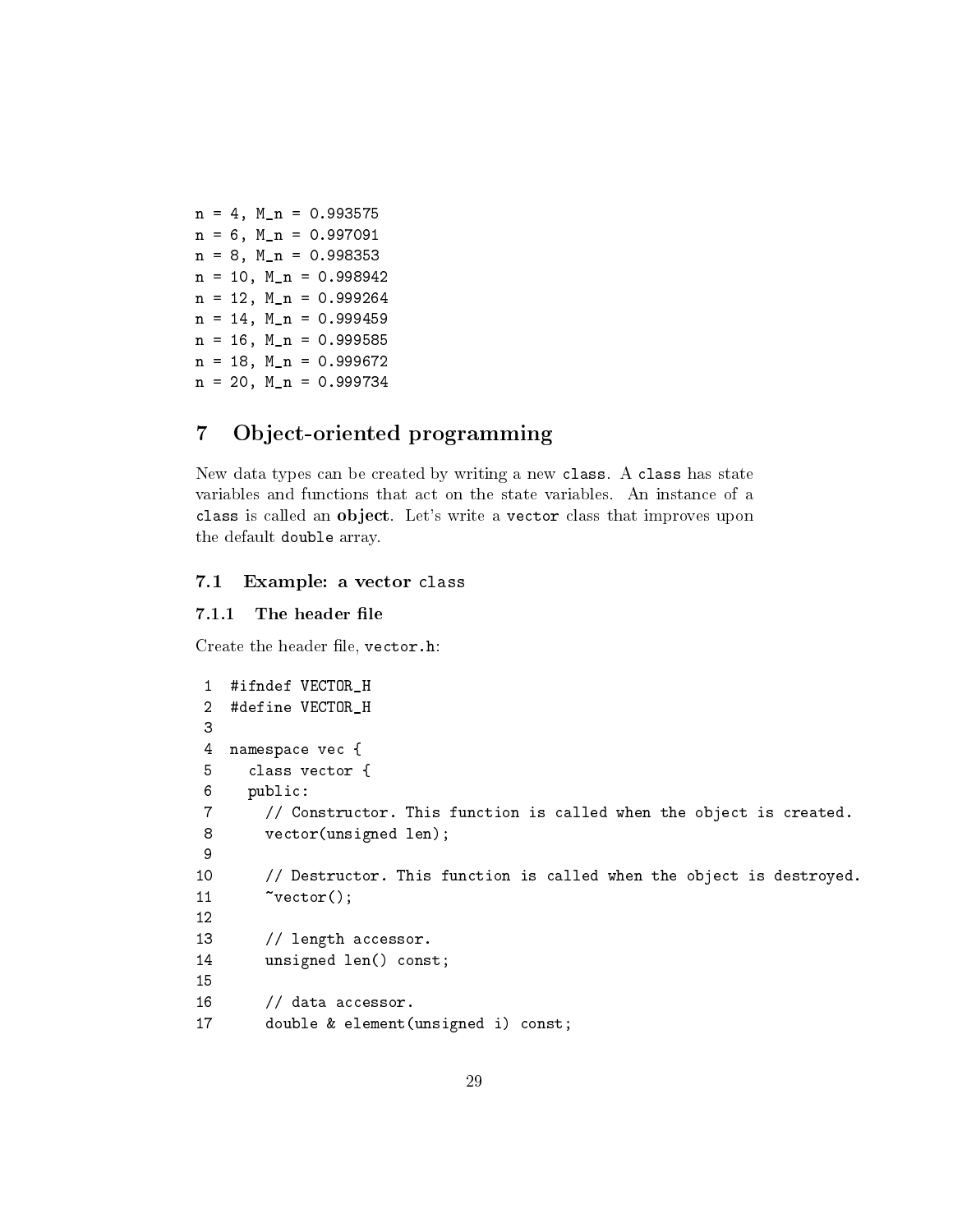```
n = 4, M_n = 0.993575
n = 6, M_n = 0.997091
n = 8, M_n = 0.998353
n = 10, M_n = 0.998942
n = 12, M_n = 0.999264
n = 14, M_n = 0.999459
n = 16, M_n = 0.999585
n = 18, M_n = 0.999672
n = 20, M_n = 0.999734
```

# 7 Object-oriented programming

New data types can be created by writing a new `class`. A `class` has state variables and functions that act on the state variables. An instance of a `class` is called an **object**. Let's write a `vector` class that improves upon the default `double` array.

## 7.1 Example: a vector `class`

### 7.1.1 The header file

Create the header file, `vector.h`:

```
 1  #ifndef VECTOR_H
 2  #define VECTOR_H
 3
 4  namespace vec {
 5    class vector {
 6    public:
 7      // Constructor. This function is called when the object is created.
 8      vector(unsigned len);
 9
10      // Destructor. This function is called when the object is destroyed.
11      ~vector();
12
13      // length accessor.
14      unsigned len() const;
15
16      // data accessor.
17      double & element(unsigned i) const;
```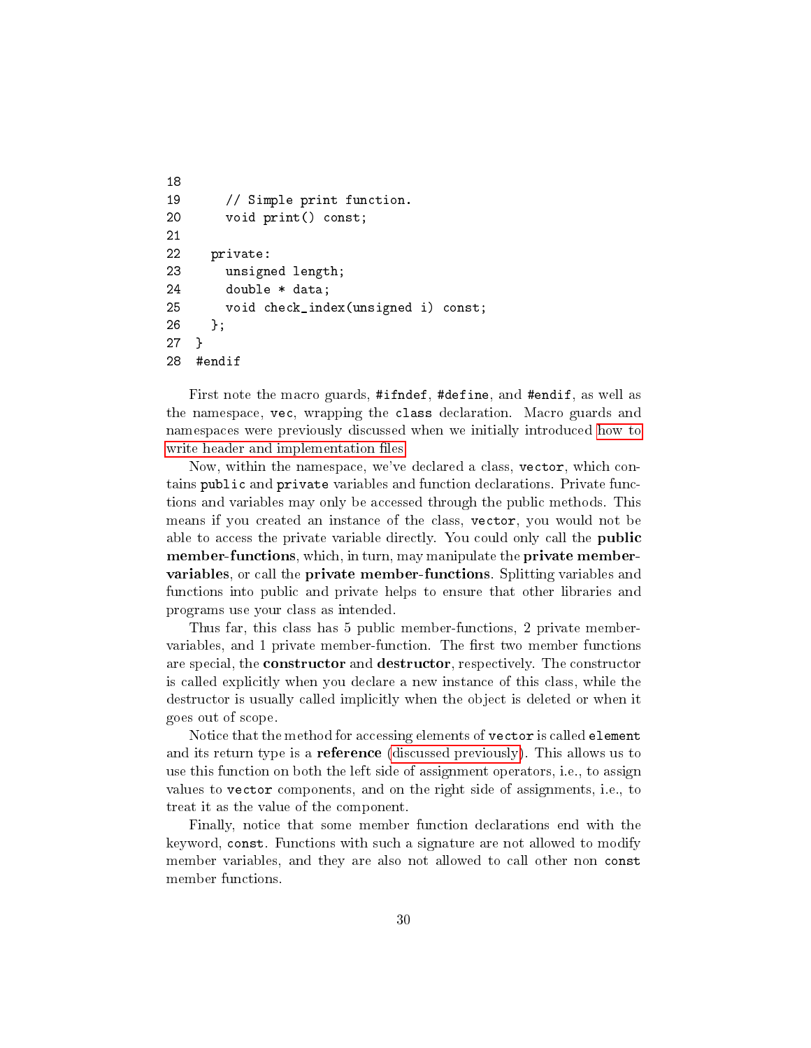```
18
19      // Simple print function.
20      void print() const;
21
22    private:
23      unsigned length;
24      double * data;
25      void check_index(unsigned i) const;
26    };
27  }
28  #endif
```

First note the macro guards, `#ifndef`, `#define`, and `#endif`, as well as the namespace, `vec`, wrapping the `class` declaration. Macro guards and namespaces were previously discussed when we initially introduced how to write header and implementation files.

Now, within the namespace, we've declared a class, `vector`, which contains `public` and `private` variables and function declarations. Private functions and variables may only be accessed through the public methods. This means if you created an instance of the class, `vector`, you would not be able to access the private variable directly. You could only call the **public member-functions**, which, in turn, may manipulate the **private member-variables**, or call the **private member-functions**. Splitting variables and functions into public and private helps to ensure that other libraries and programs use your class as intended.

Thus far, this class has 5 public member-functions, 2 private member-variables, and 1 private member-function. The first two member functions are special, the **constructor** and **destructor**, respectively. The constructor is called explicitly when you declare a new instance of this class, while the destructor is usually called implicitly when the object is deleted or when it goes out of scope.

Notice that the method for accessing elements of `vector` is called `element` and its return type is a **reference** (discussed previously). This allows us to use this function on both the left side of assignment operators, i.e., to assign values to `vector` components, and on the right side of assignments, i.e., to treat it as the value of the component.

Finally, notice that some member function declarations end with the keyword, `const`. Functions with such a signature are not allowed to modify member variables, and they are also not allowed to call other non `const` member functions.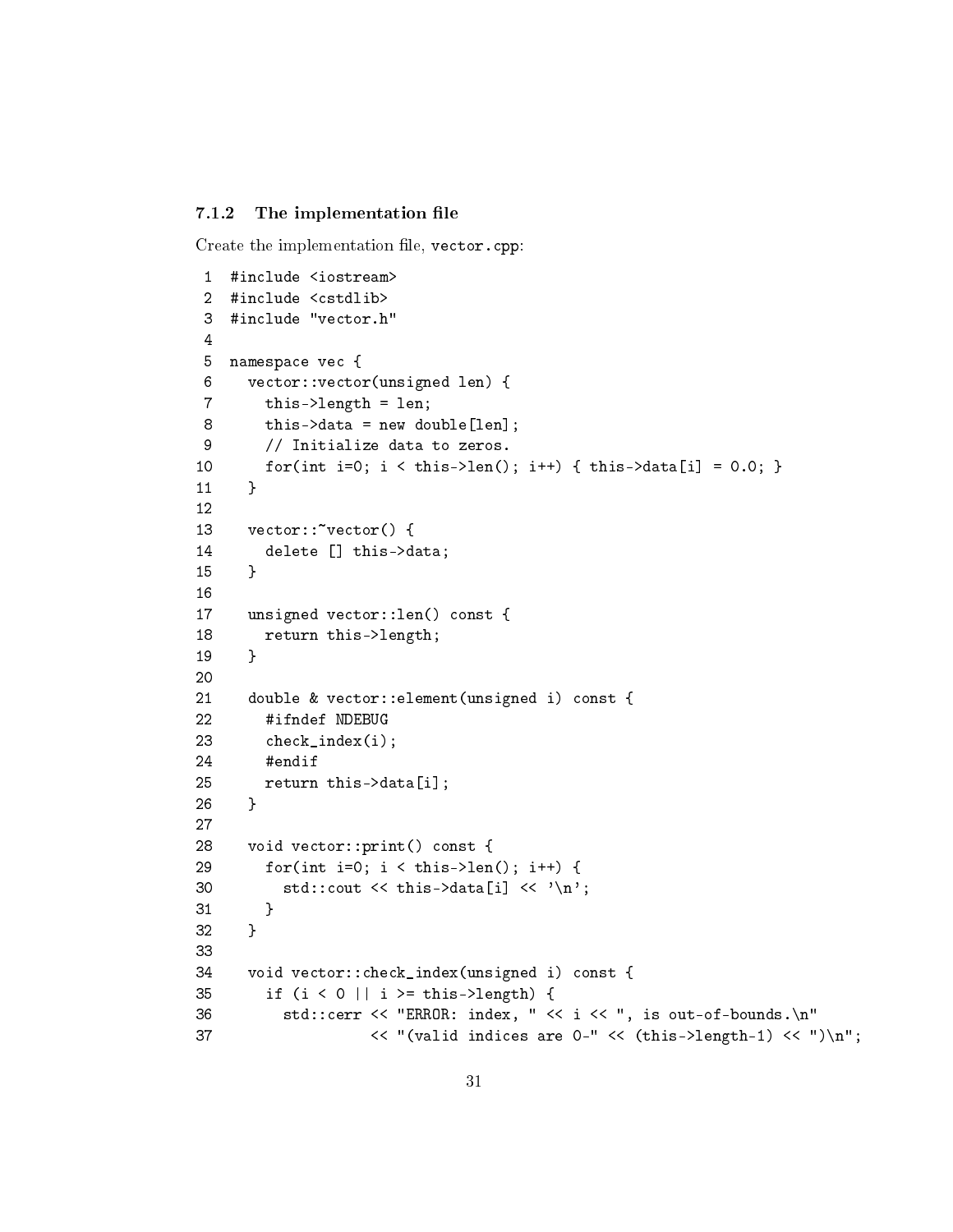### 7.1.2 The implementation file

Create the implementation file, `vector.cpp`:

```
 1  #include <iostream>
 2  #include <cstdlib>
 3  #include "vector.h"
 4
 5  namespace vec {
 6    vector::vector(unsigned len) {
 7      this->length = len;
 8      this->data = new double[len];
 9      // Initialize data to zeros.
10      for(int i=0; i < this->len(); i++) { this->data[i] = 0.0; }
11    }
12
13    vector::~vector() {
14      delete [] this->data;
15    }
16
17    unsigned vector::len() const {
18      return this->length;
19    }
20
21    double & vector::element(unsigned i) const {
22      #ifndef NDEBUG
23      check_index(i);
24      #endif
25      return this->data[i];
26    }
27
28    void vector::print() const {
29      for(int i=0; i < this->len(); i++) {
30        std::cout << this->data[i] << '\n';
31      }
32    }
33
34    void vector::check_index(unsigned i) const {
35      if (i < 0 || i >= this->length) {
36        std::cerr << "ERROR: index, " << i << ", is out-of-bounds.\n"
37                  << "(valid indices are 0-" << (this->length-1) << ")\n";
```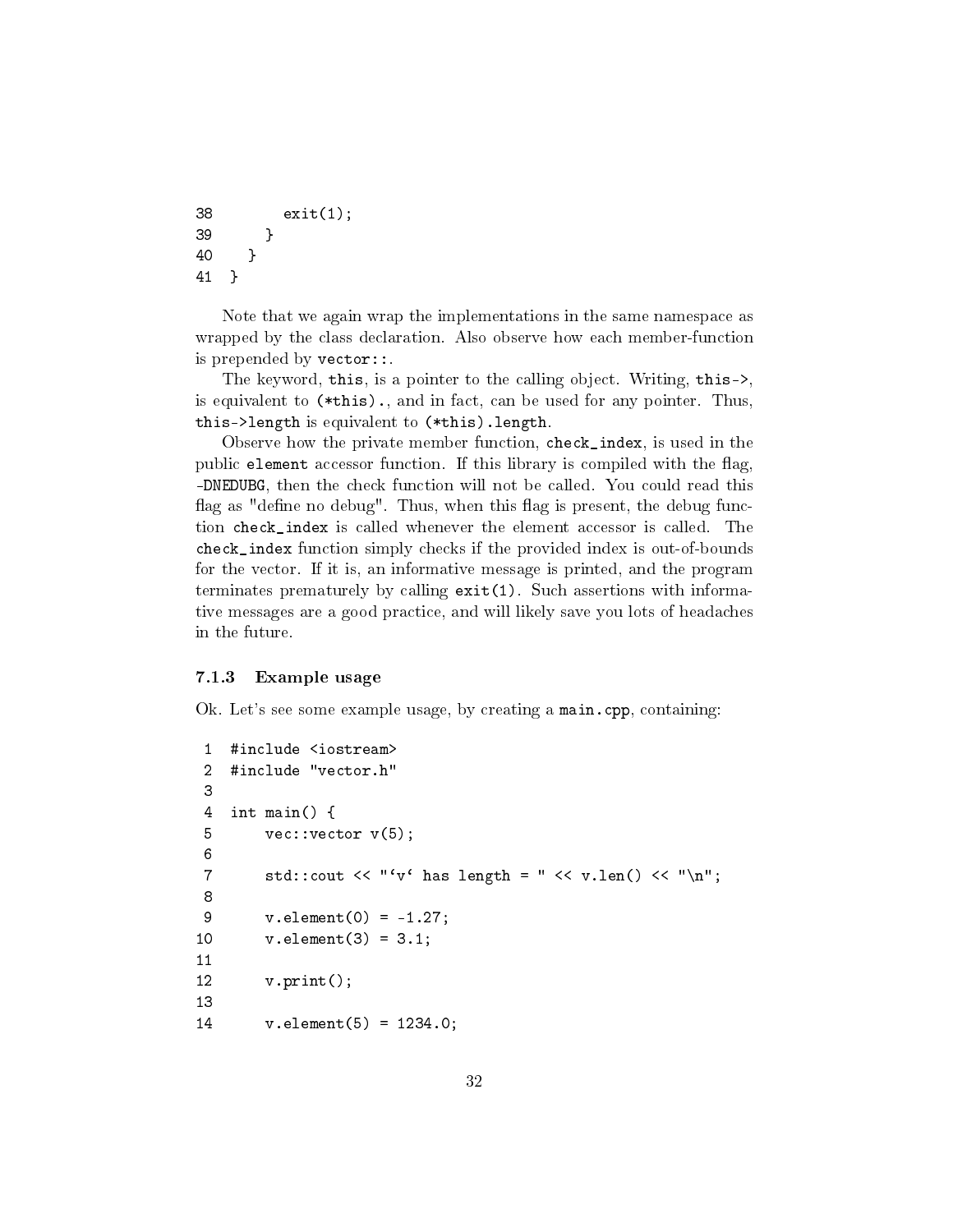```
38         exit(1);
39       }
40     }
41   }
```

Note that we again wrap the implementations in the same namespace as wrapped by the class declaration. Also observe how each member-function is prepended by `vector::`.

The keyword, `this`, is a pointer to the calling object. Writing, `this->`, is equivalent to `(*this).`, and in fact, can be used for any pointer. Thus, `this->length` is equivalent to `(*this).length`.

Observe how the private member function, `check_index`, is used in the public `element` accessor function. If this library is compiled with the flag, `-DNEDUBG`, then the check function will not be called. You could read this flag as "define no debug". Thus, when this flag is present, the debug function `check_index` is called whenever the element accessor is called. The `check_index` function simply checks if the provided index is out-of-bounds for the vector. If it is, an informative message is printed, and the program terminates prematurely by calling `exit(1)`. Such assertions with informative messages are a good practice, and will likely save you lots of headaches in the future.

### 7.1.3 Example usage

Ok. Let's see some example usage, by creating a `main.cpp`, containing:

```
 1  #include <iostream>
 2  #include "vector.h"
 3
 4  int main() {
 5      vec::vector v(5);
 6
 7      std::cout << "‘v‘ has length = " << v.len() << "\n";
 8
 9      v.element(0) = -1.27;
10      v.element(3) = 3.1;
11
12      v.print();
13
14      v.element(5) = 1234.0;
```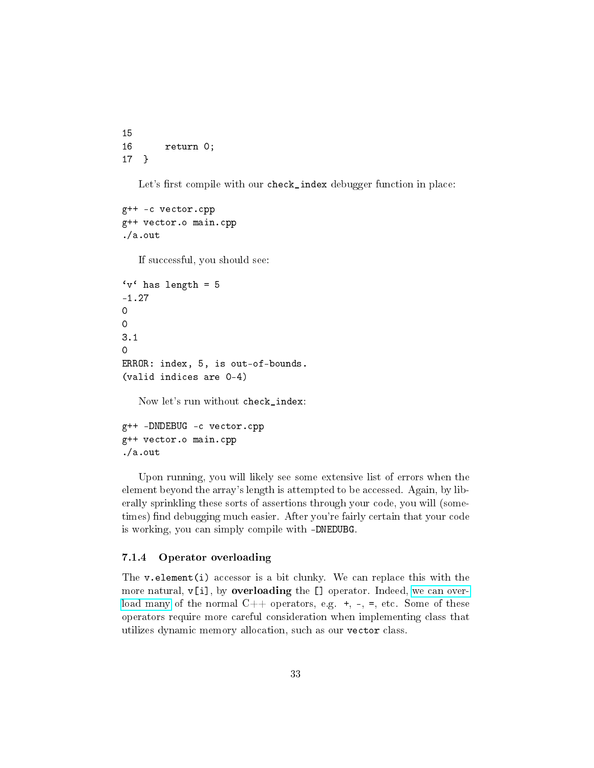```
15
16      return 0;
17  }
```

Let's first compile with our `check_index` debugger function in place:

```
g++ -c vector.cpp
g++ vector.o main.cpp
./a.out
```

If successful, you should see:

```
'v' has length = 5
-1.27
0
0
3.1
0
ERROR: index, 5, is out-of-bounds.
(valid indices are 0-4)
```

Now let's run without `check_index`:

```
g++ -DNDEBUG -c vector.cpp
g++ vector.o main.cpp
./a.out
```

Upon running, you will likely see some extensive list of errors when the element beyond the array's length is attempted to be accessed. Again, by liberally sprinkling these sorts of assertions through your code, you will (sometimes) find debugging much easier. After you're fairly certain that your code is working, you can simply compile with `-DNEDUBG`.

### 7.1.4 Operator overloading

The `v.element(i)` accessor is a bit clunky. We can replace this with the more natural, `v[i]`, by **overloading** the `[]` operator. Indeed, we can overload many of the normal C++ operators, e.g. `+`, `-`, `=`, etc. Some of these operators require more careful consideration when implementing class that utilizes dynamic memory allocation, such as our `vector` class.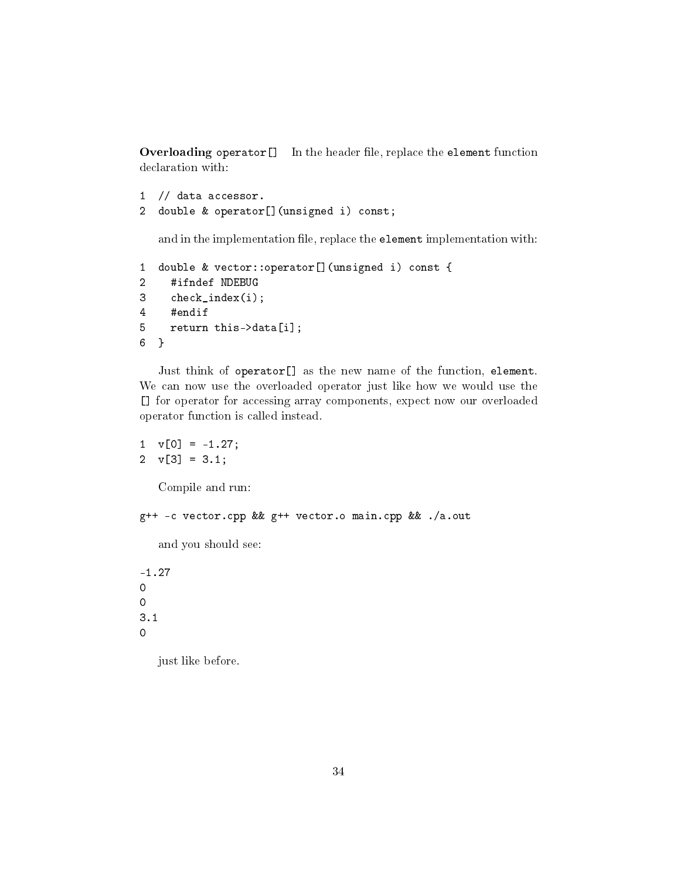**Overloading** `operator[]` In the header file, replace the `element` function declaration with:

```
1  // data accessor.
2  double & operator[](unsigned i) const;
```

and in the implementation file, replace the `element` implementation with:

```
1  double & vector::operator[](unsigned i) const {
2    #ifndef NDEBUG
3    check_index(i);
4    #endif
5    return this->data[i];
6  }
```

Just think of `operator[]` as the new name of the function, `element`. We can now use the overloaded operator just like how we would use the `[]` for operator for accessing array components, expect now our overloaded operator function is called instead.

```
1  v[0] = -1.27;
2  v[3] = 3.1;
```

Compile and run:

```
g++ -c vector.cpp && g++ vector.o main.cpp && ./a.out
```

and you should see:

```
-1.27
0
0
3.1
0
```

just like before.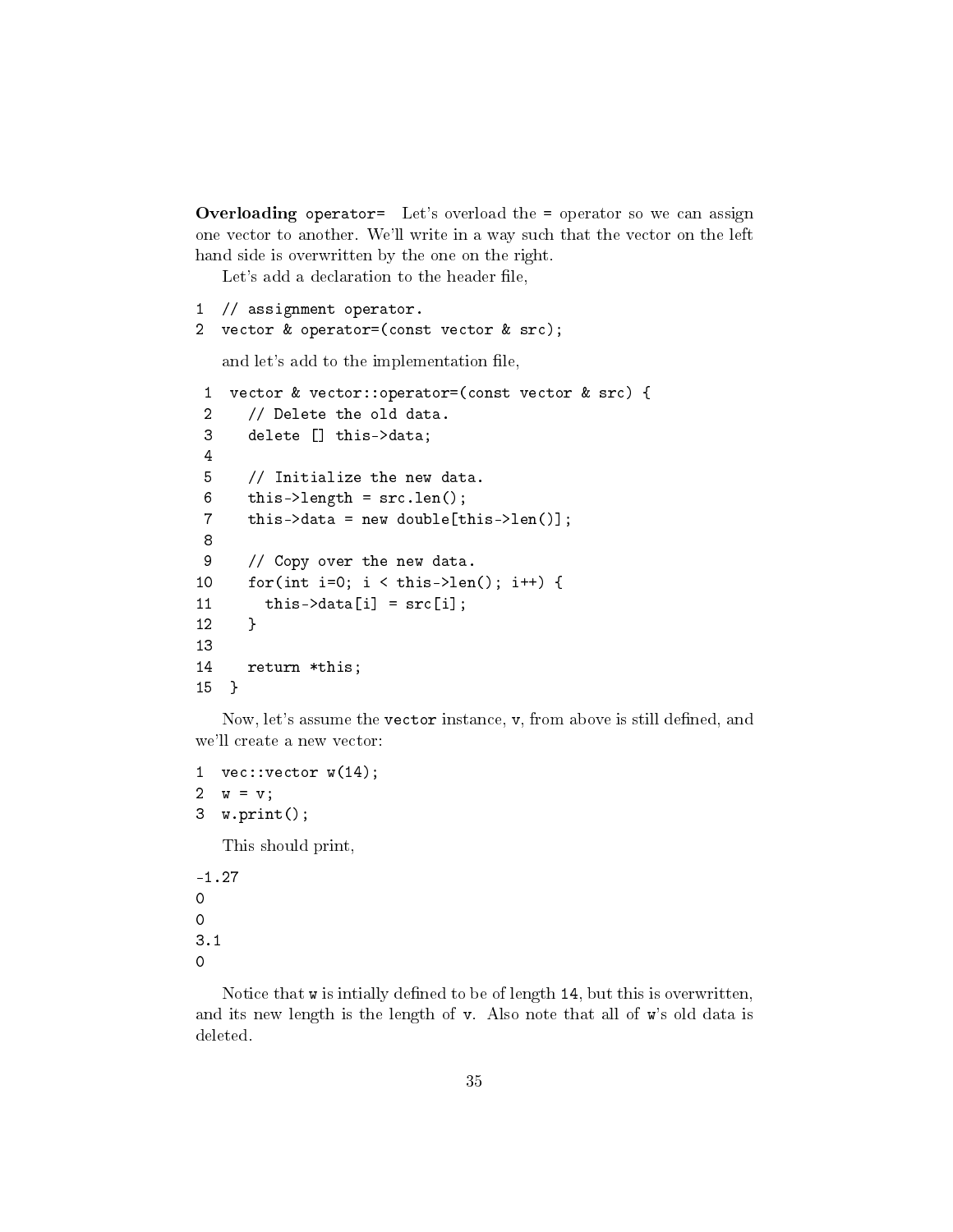**Overloading `operator=`** Let's overload the `=` operator so we can assign one vector to another. We'll write in a way such that the vector on the left hand side is overwritten by the one on the right.

Let's add a declaration to the header file,

```
1  // assignment operator.
2  vector & operator=(const vector & src);
```

and let's add to the implementation file,

```
 1  vector & vector::operator=(const vector & src) {
 2    // Delete the old data.
 3    delete [] this->data;
 4
 5    // Initialize the new data.
 6    this->length = src.len();
 7    this->data = new double[this->len()];
 8
 9    // Copy over the new data.
10    for(int i=0; i < this->len(); i++) {
11      this->data[i] = src[i];
12    }
13
14    return *this;
15  }
```

Now, let's assume the `vector` instance, `v`, from above is still defined, and we'll create a new vector:

```
1  vec::vector w(14);
2  w = v;
3  w.print();
```

This should print,

```
-1.27
0
0
3.1
0
```

Notice that `w` is intially defined to be of length `14`, but this is overwritten, and its new length is the length of `v`. Also note that all of `w`'s old data is deleted.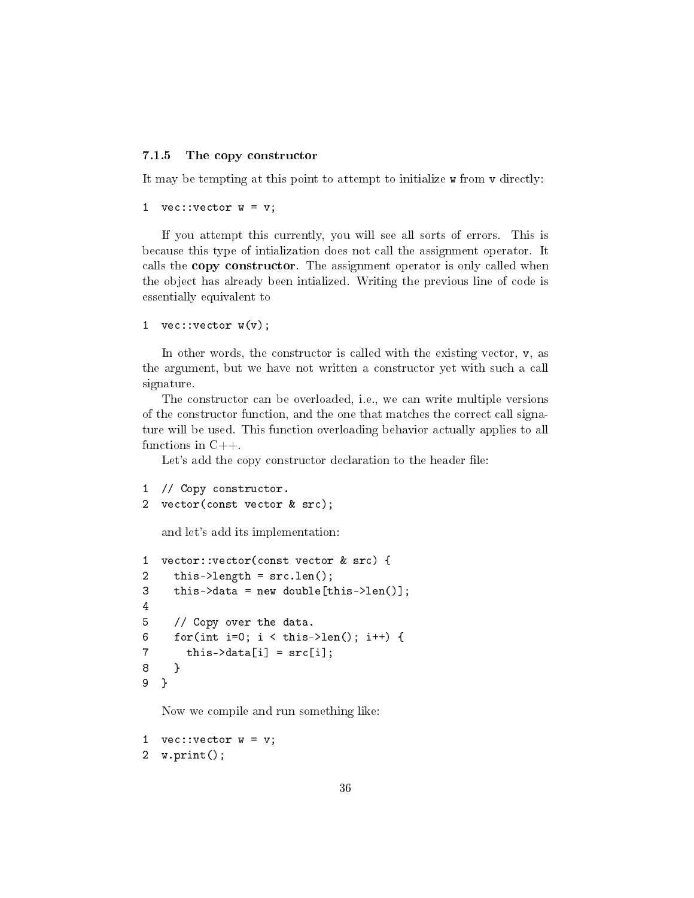### 7.1.5 The copy constructor

It may be tempting at this point to attempt to initialize `w` from `v` directly:

```
1  vec::vector w = v;
```

If you attempt this currently, you will see all sorts of errors. This is because this type of intialization does not call the assignment operator. It calls the **copy constructor**. The assignment operator is only called when the object has already been intialized. Writing the previous line of code is essentially equivalent to

```
1  vec::vector w(v);
```

In other words, the constructor is called with the existing vector, `v`, as the argument, but we have not written a constructor yet with such a call signature.

The constructor can be overloaded, i.e., we can write multiple versions of the constructor function, and the one that matches the correct call signature will be used. This function overloading behavior actually applies to all functions in C++.

Let's add the copy constructor declaration to the header file:

```
1  // Copy constructor.
2  vector(const vector & src);
```

and let's add its implementation:

```
1  vector::vector(const vector & src) {
2    this->length = src.len();
3    this->data = new double[this->len()];
4
5    // Copy over the data.
6    for(int i=0; i < this->len(); i++) {
7      this->data[i] = src[i];
8    }
9  }
```

Now we compile and run something like:

```
1  vec::vector w = v;
2  w.print();
```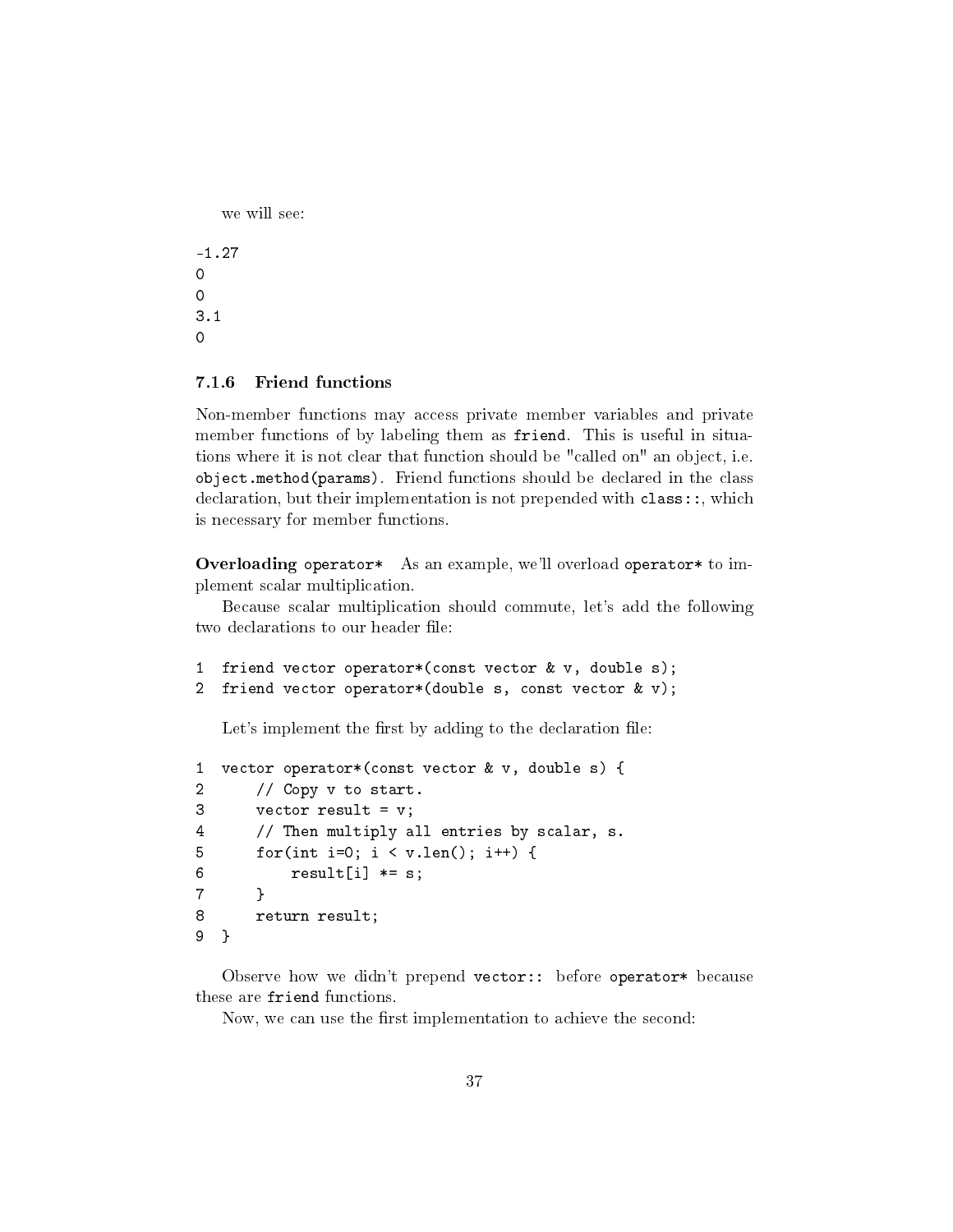we will see:

```
-1.27
0
0
3.1
0
```

### 7.1.6 Friend functions

Non-member functions may access private member variables and private member functions of by labeling them as `friend`. This is useful in situations where it is not clear that function should be "called on" an object, i.e. `object.method(params)`. Friend functions should be declared in the class declaration, but their implementation is not prepended with `class::`, which is necessary for member functions.

**Overloading `operator*`** As an example, we'll overload `operator*` to implement scalar multiplication.

Because scalar multiplication should commute, let's add the following two declarations to our header file:

```
1  friend vector operator*(const vector & v, double s);
2  friend vector operator*(double s, const vector & v);
```

Let's implement the first by adding to the declaration file:

```
1  vector operator*(const vector & v, double s) {
2      // Copy v to start.
3      vector result = v;
4      // Then multiply all entries by scalar, s.
5      for(int i=0; i < v.len(); i++) {
6          result[i] *= s;
7      }
8      return result;
9  }
```

Observe how we didn't prepend `vector::` before `operator*` because these are `friend` functions.

Now, we can use the first implementation to achieve the second: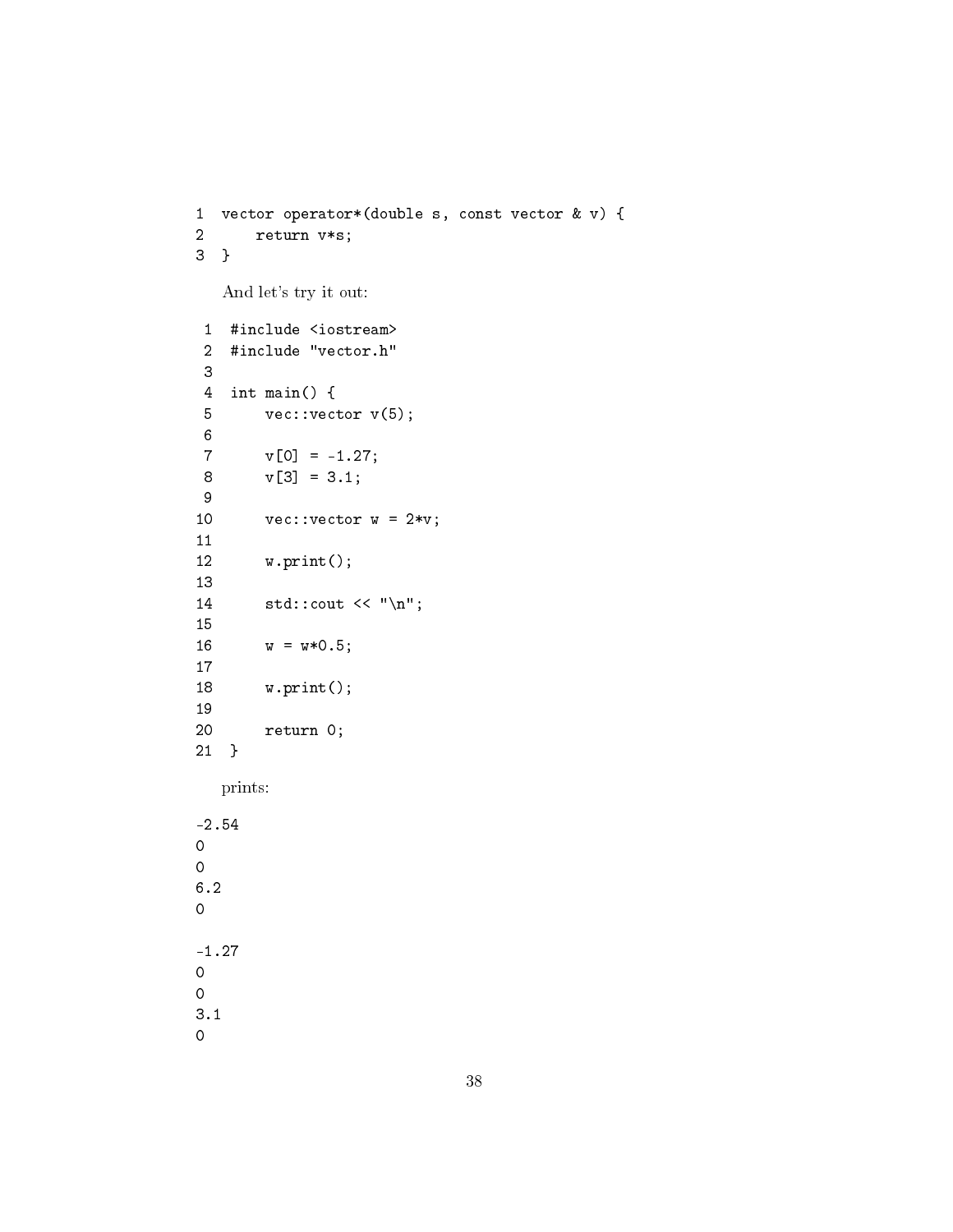```
1  vector operator*(double s, const vector & v) {
2      return v*s;
3  }
```

And let's try it out:

```
 1  #include <iostream>
 2  #include "vector.h"
 3
 4  int main() {
 5      vec::vector v(5);
 6
 7      v[0] = -1.27;
 8      v[3] = 3.1;
 9
10      vec::vector w = 2*v;
11
12      w.print();
13
14      std::cout << "\n";
15
16      w = w*0.5;
17
18      w.print();
19
20      return 0;
21  }
```

prints:

```
-2.54
0
0
6.2
0

-1.27
0
0
3.1
0
```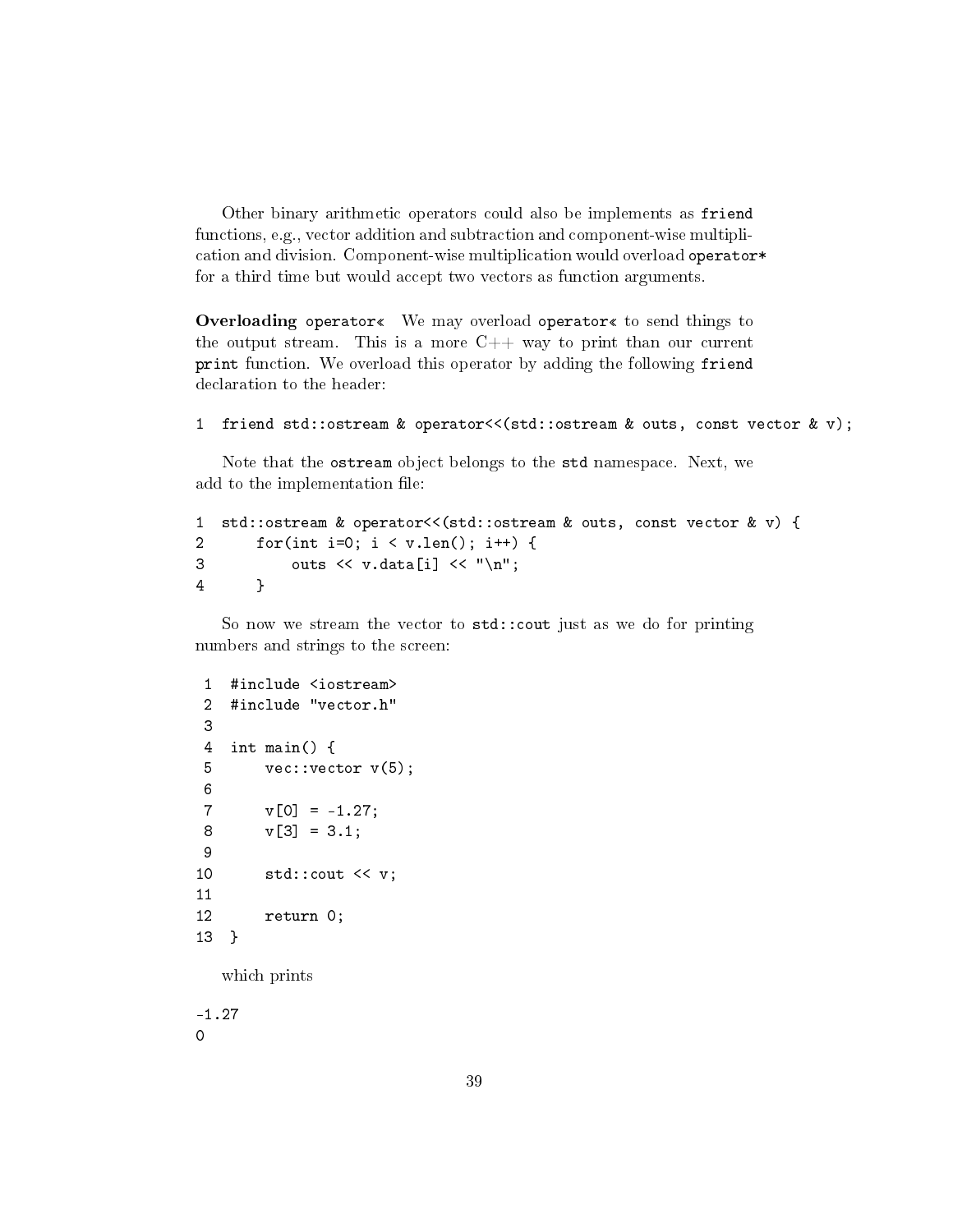Other binary arithmetic operators could also be implements as `friend` functions, e.g., vector addition and subtraction and component-wise multiplication and division. Component-wise multiplication would overload `operator*` for a third time but would accept two vectors as function arguments.

**Overloading `operator«`** We may overload `operator«` to send things to the output stream. This is a more C++ way to print than our current `print` function. We overload this operator by adding the following `friend` declaration to the header:

```
1  friend std::ostream & operator<<(std::ostream & outs, const vector & v);
```

Note that the `ostream` object belongs to the `std` namespace. Next, we add to the implementation file:

```
1  std::ostream & operator<<(std::ostream & outs, const vector & v) {
2      for(int i=0; i < v.len(); i++) {
3          outs << v.data[i] << "\n";
4      }
```

So now we stream the vector to `std::cout` just as we do for printing numbers and strings to the screen:

```
 1  #include <iostream>
 2  #include "vector.h"
 3
 4  int main() {
 5      vec::vector v(5);
 6
 7      v[0] = -1.27;
 8      v[3] = 3.1;
 9
10      std::cout << v;
11
12      return 0;
13  }
```

which prints

```
-1.27
0
```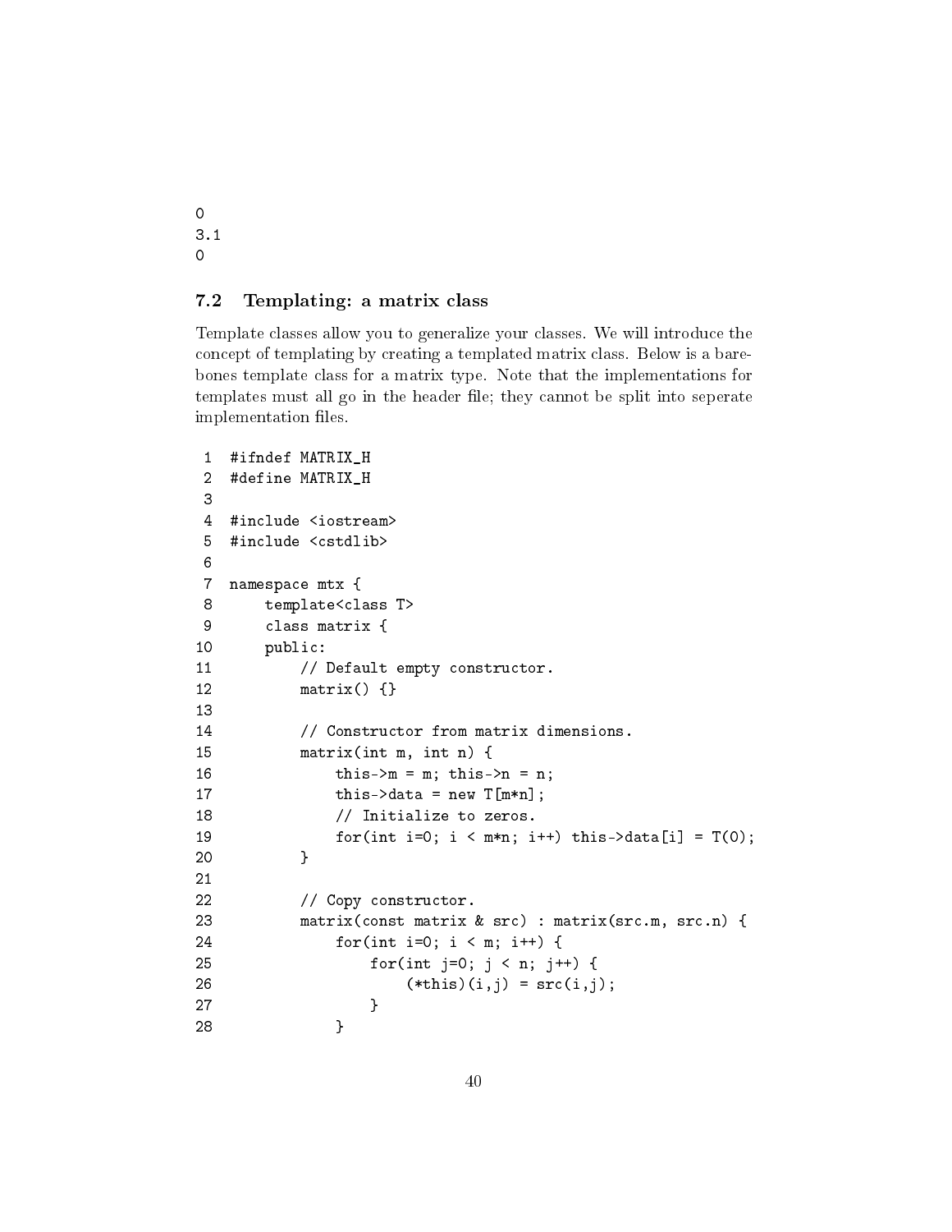```
0
3.1
0
```

### 7.2 Templating: a matrix class

Template classes allow you to generalize your classes. We will introduce the concept of templating by creating a templated matrix class. Below is a bare-bones template class for a matrix type. Note that the implementations for templates must all go in the header file; they cannot be split into seperate implementation files.

```
 1  #ifndef MATRIX_H
 2  #define MATRIX_H
 3
 4  #include <iostream>
 5  #include <cstdlib>
 6
 7  namespace mtx {
 8      template<class T>
 9      class matrix {
10      public:
11          // Default empty constructor.
12          matrix() {}
13
14          // Constructor from matrix dimensions.
15          matrix(int m, int n) {
16              this->m = m; this->n = n;
17              this->data = new T[m*n];
18              // Initialize to zeros.
19              for(int i=0; i < m*n; i++) this->data[i] = T(0);
20          }
21
22          // Copy constructor.
23          matrix(const matrix & src) : matrix(src.m, src.n) {
24              for(int i=0; i < m; i++) {
25                  for(int j=0; j < n; j++) {
26                      (*this)(i,j) = src(i,j);
27                  }
28              }
```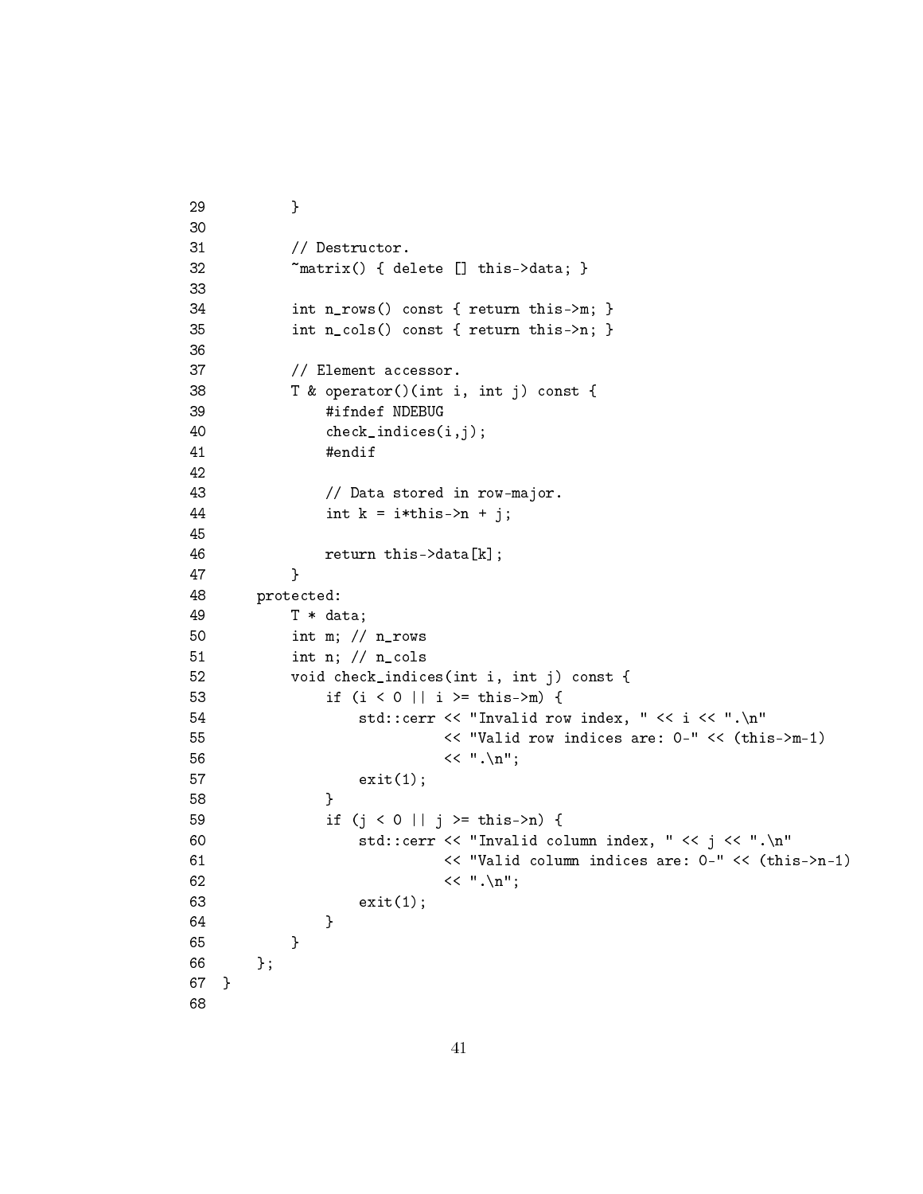```
29          }
30
31          // Destructor.
32          ~matrix() { delete [] this->data; }
33
34          int n_rows() const { return this->m; }
35          int n_cols() const { return this->n; }
36
37          // Element accessor.
38          T & operator()(int i, int j) const {
39              #ifndef NDEBUG
40              check_indices(i,j);
41              #endif
42
43              // Data stored in row-major.
44              int k = i*this->n + j;
45
46              return this->data[k];
47          }
48      protected:
49          T * data;
50          int m; // n_rows
51          int n; // n_cols
52          void check_indices(int i, int j) const {
53              if (i < 0 || i >= this->m) {
54                  std::cerr << "Invalid row index, " << i << ".\n"
55                            << "Valid row indices are: 0-" << (this->m-1)
56                            << ".\n";
57                  exit(1);
58              }
59              if (j < 0 || j >= this->n) {
60                  std::cerr << "Invalid column index, " << j << ".\n"
61                            << "Valid column indices are: 0-" << (this->n-1)
62                            << ".\n";
63                  exit(1);
64              }
65          }
66      };
67  }
68
```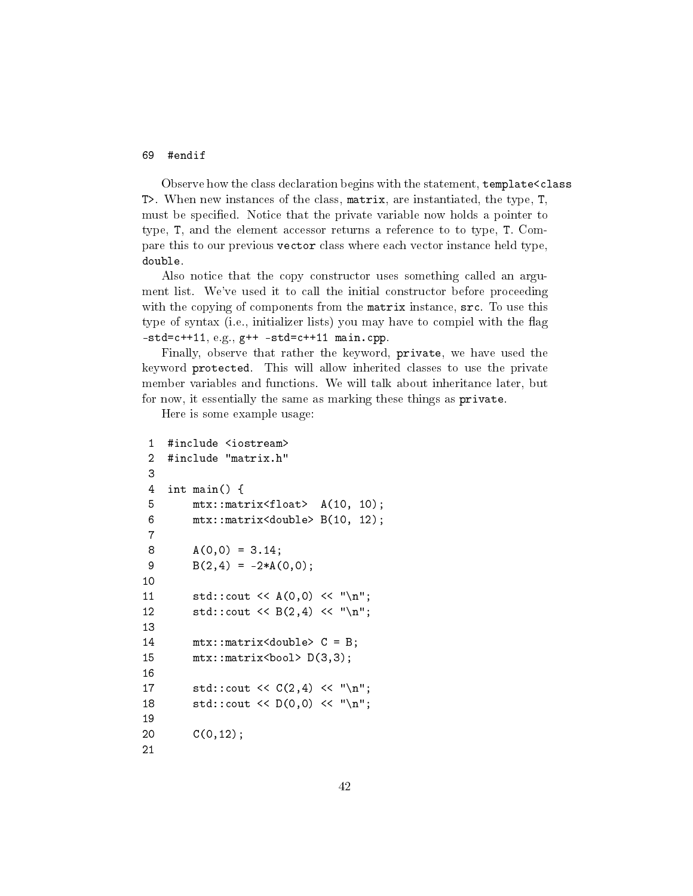```
69  #endif
```

Observe how the class declaration begins with the statement, `template<class T>`. When new instances of the class, `matrix`, are instantiated, the type, `T`, must be specified. Notice that the private variable now holds a pointer to type, `T`, and the element accessor returns a reference to to type, `T`. Compare this to our previous `vector` class where each vector instance held type, `double`.

Also notice that the copy constructor uses something called an argument list. We've used it to call the initial constructor before proceeding with the copying of components from the `matrix` instance, `src`. To use this type of syntax (i.e., initializer lists) you may have to compiel with the flag `-std=c++11`, e.g., `g++ -std=c++11 main.cpp`.

Finally, observe that rather the keyword, `private`, we have used the keyword `protected`. This will allow inherited classes to use the private member variables and functions. We will talk about inheritance later, but for now, it essentially the same as marking these things as `private`.

Here is some example usage:

```
 1  #include <iostream>
 2  #include "matrix.h"
 3
 4  int main() {
 5      mtx::matrix<float>  A(10, 10);
 6      mtx::matrix<double> B(10, 12);
 7
 8      A(0,0) = 3.14;
 9      B(2,4) = -2*A(0,0);
10
11      std::cout << A(0,0) << "\n";
12      std::cout << B(2,4) << "\n";
13
14      mtx::matrix<double> C = B;
15      mtx::matrix<bool> D(3,3);
16
17      std::cout << C(2,4) << "\n";
18      std::cout << D(0,0) << "\n";
19
20      C(0,12);
21
```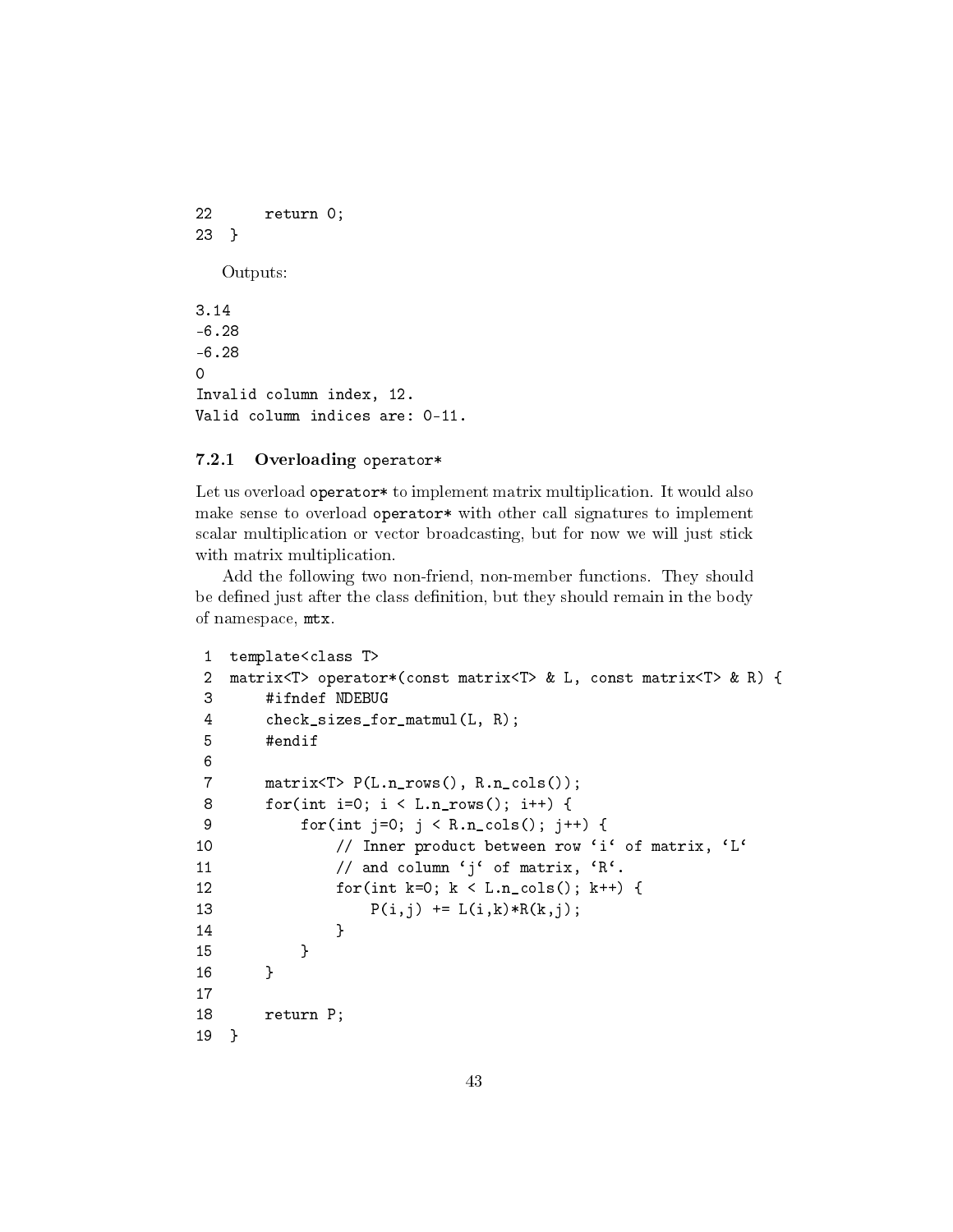```
22      return 0;
23  }
```

Outputs:

```
3.14
-6.28
-6.28
0
Invalid column index, 12.
Valid column indices are: 0-11.
```

### 7.2.1 Overloading `operator*`

Let us overload `operator*` to implement matrix multiplication. It would also make sense to overload `operator*` with other call signatures to implement scalar multiplication or vector broadcasting, but for now we will just stick with matrix multiplication.

Add the following two non-friend, non-member functions. They should be defined just after the class definition, but they should remain in the body of namespace, `mtx`.

```
 1  template<class T>
 2  matrix<T> operator*(const matrix<T> & L, const matrix<T> & R) {
 3      #ifndef NDEBUG
 4      check_sizes_for_matmul(L, R);
 5      #endif
 6
 7      matrix<T> P(L.n_rows(), R.n_cols());
 8      for(int i=0; i < L.n_rows(); i++) {
 9          for(int j=0; j < R.n_cols(); j++) {
10              // Inner product between row `i` of matrix, `L`
11              // and column `j` of matrix, `R`.
12              for(int k=0; k < L.n_cols(); k++) {
13                  P(i,j) += L(i,k)*R(k,j);
14              }
15          }
16      }
17
18      return P;
19  }
```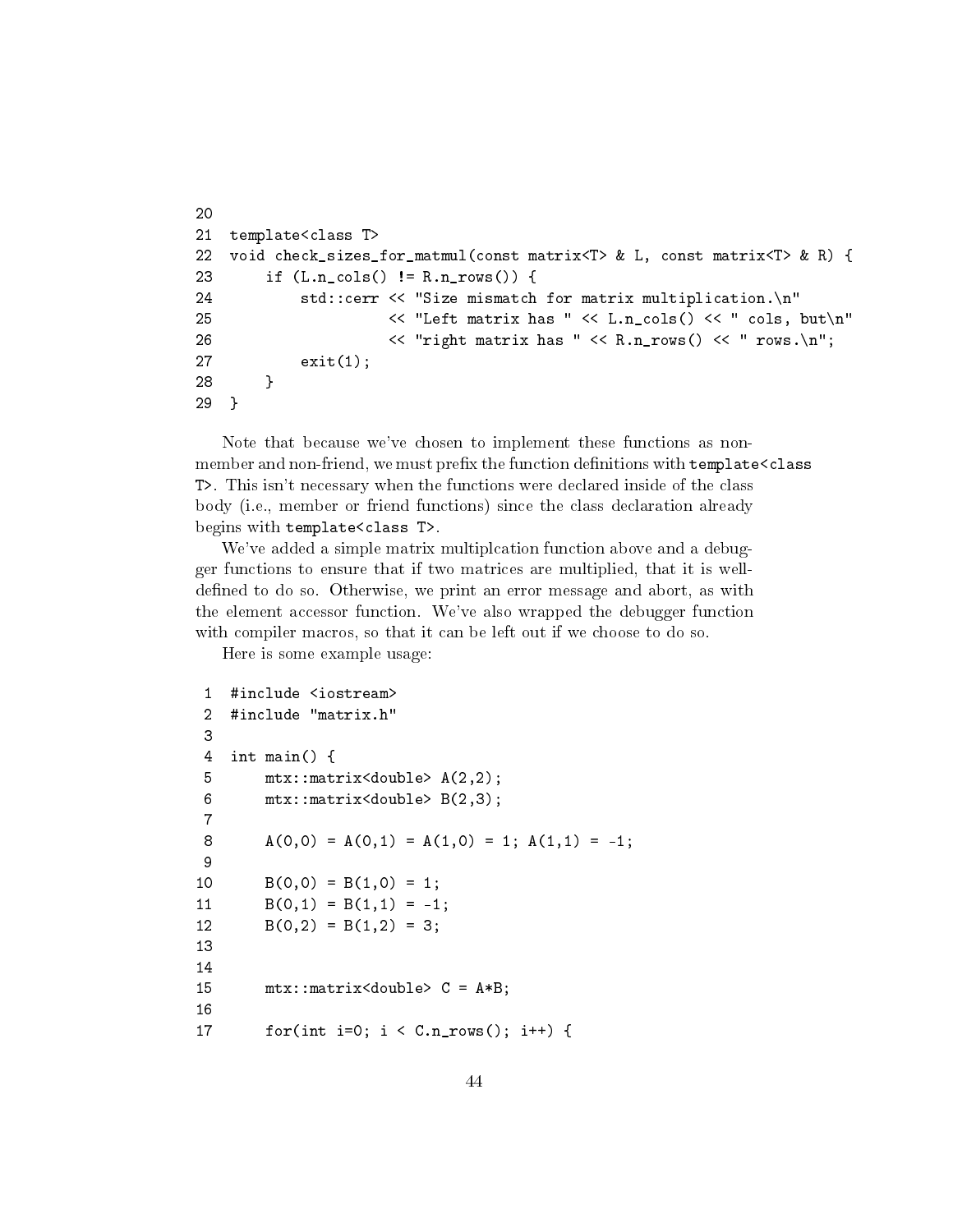```
20
21 template<class T>
22 void check_sizes_for_matmul(const matrix<T> & L, const matrix<T> & R) {
23     if (L.n_cols() != R.n_rows()) {
24         std::cerr << "Size mismatch for matrix multiplication.\n"
25                   << "Left matrix has " << L.n_cols() << " cols, but\n"
26                   << "right matrix has " << R.n_rows() << " rows.\n";
27         exit(1);
28     }
29 }
```

Note that because we've chosen to implement these functions as non-member and non-friend, we must prefix the function definitions with `template<class T>`. This isn't necessary when the functions were declared inside of the class body (i.e., member or friend functions) since the class declaration already begins with `template<class T>`.

We've added a simple matrix multiplcation function above and a debugger functions to ensure that if two matrices are multiplied, that it is well-defined to do so. Otherwise, we print an error message and abort, as with the element accessor function. We've also wrapped the debugger function with compiler macros, so that it can be left out if we choose to do so.

Here is some example usage:

```
 1 #include <iostream>
 2 #include "matrix.h"
 3
 4 int main() {
 5     mtx::matrix<double> A(2,2);
 6     mtx::matrix<double> B(2,3);
 7
 8     A(0,0) = A(0,1) = A(1,0) = 1; A(1,1) = -1;
 9
10     B(0,0) = B(1,0) = 1;
11     B(0,1) = B(1,1) = -1;
12     B(0,2) = B(1,2) = 3;
13
14
15     mtx::matrix<double> C = A*B;
16
17     for(int i=0; i < C.n_rows(); i++) {
```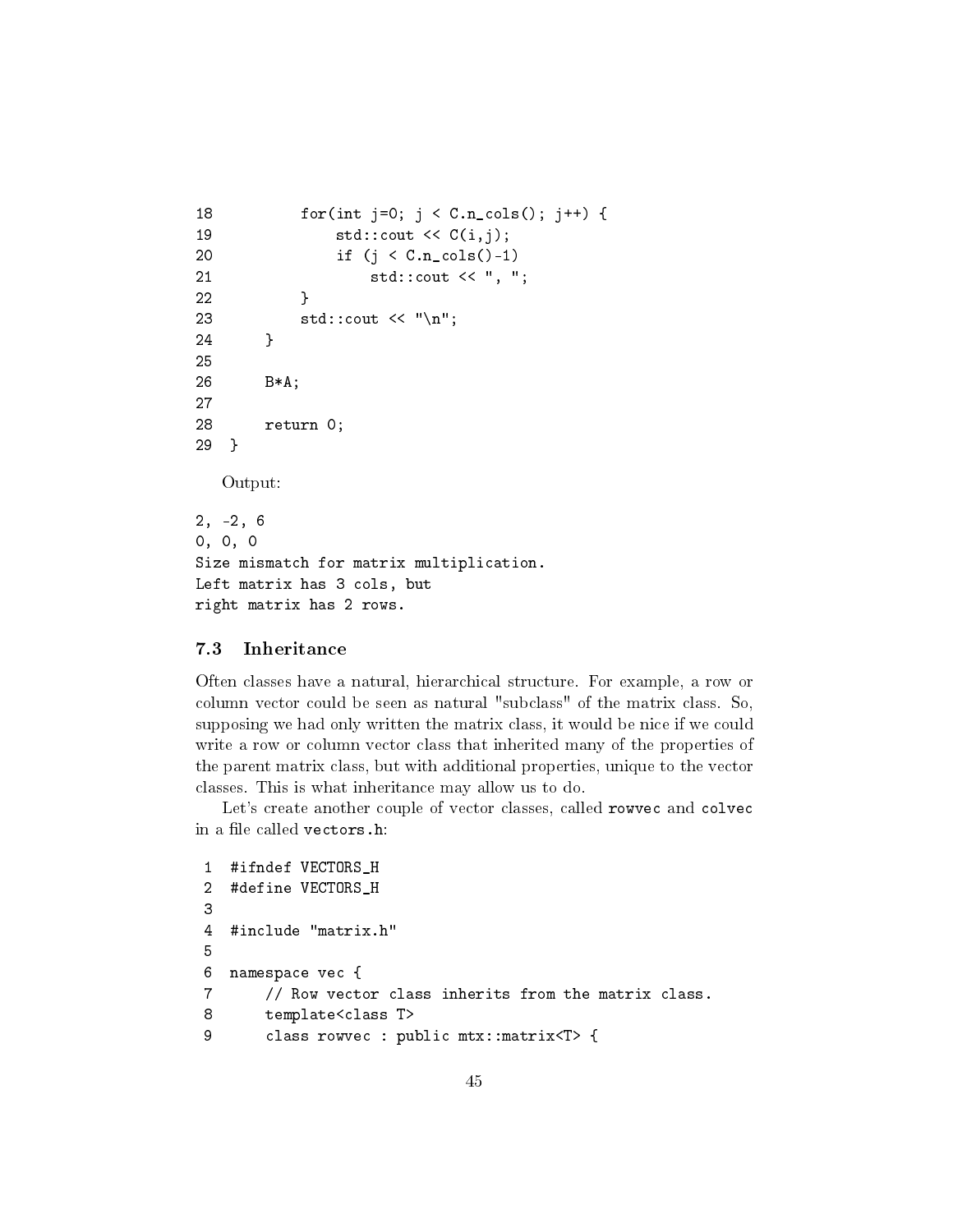```
18          for(int j=0; j < C.n_cols(); j++) {
19              std::cout << C(i,j);
20              if (j < C.n_cols()-1)
21                  std::cout << ", ";
22          }
23          std::cout << "\n";
24      }
25
26      B*A;
27
28      return 0;
29  }
```

Output:

```
2, -2, 6
0, 0, 0
Size mismatch for matrix multiplication.
Left matrix has 3 cols, but
right matrix has 2 rows.
```

### 7.3 Inheritance

Often classes have a natural, hierarchical structure. For example, a row or column vector could be seen as natural "subclass" of the matrix class. So, supposing we had only written the matrix class, it would be nice if we could write a row or column vector class that inherited many of the properties of the parent matrix class, but with additional properties, unique to the vector classes. This is what inheritance may allow us to do.

Let's create another couple of vector classes, called `rowvec` and `colvec` in a file called `vectors.h`:

```
 1  #ifndef VECTORS_H
 2  #define VECTORS_H
 3
 4  #include "matrix.h"
 5
 6  namespace vec {
 7      // Row vector class inherits from the matrix class.
 8      template<class T>
 9      class rowvec : public mtx::matrix<T> {
```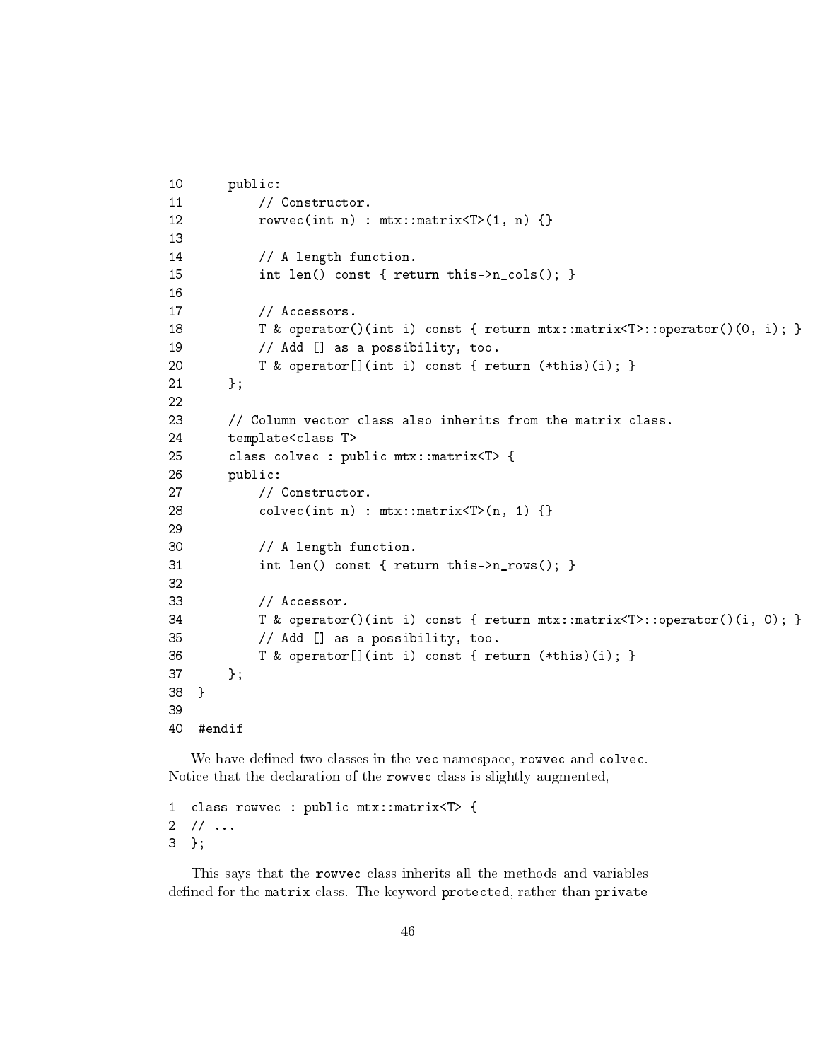```
10      public:
11          // Constructor.
12          rowvec(int n) : mtx::matrix<T>(1, n) {}
13
14          // A length function.
15          int len() const { return this->n_cols(); }
16
17          // Accessors.
18          T & operator()(int i) const { return mtx::matrix<T>::operator()(0, i); }
19          // Add [] as a possibility, too.
20          T & operator[](int i) const { return (*this)(i); }
21      };
22
23      // Column vector class also inherits from the matrix class.
24      template<class T>
25      class colvec : public mtx::matrix<T> {
26      public:
27          // Constructor.
28          colvec(int n) : mtx::matrix<T>(n, 1) {}
29
30          // A length function.
31          int len() const { return this->n_rows(); }
32
33          // Accessor.
34          T & operator()(int i) const { return mtx::matrix<T>::operator()(i, 0); }
35          // Add [] as a possibility, too.
36          T & operator[](int i) const { return (*this)(i); }
37      };
38  }
39
40  #endif
```

We have defined two classes in the `vec` namespace, `rowvec` and `colvec`. Notice that the declaration of the `rowvec` class is slightly augmented,

```
1  class rowvec : public mtx::matrix<T> {
2  // ...
3  };
```

This says that the `rowvec` class inherits all the methods and variables defined for the `matrix` class. The keyword `protected`, rather than `private`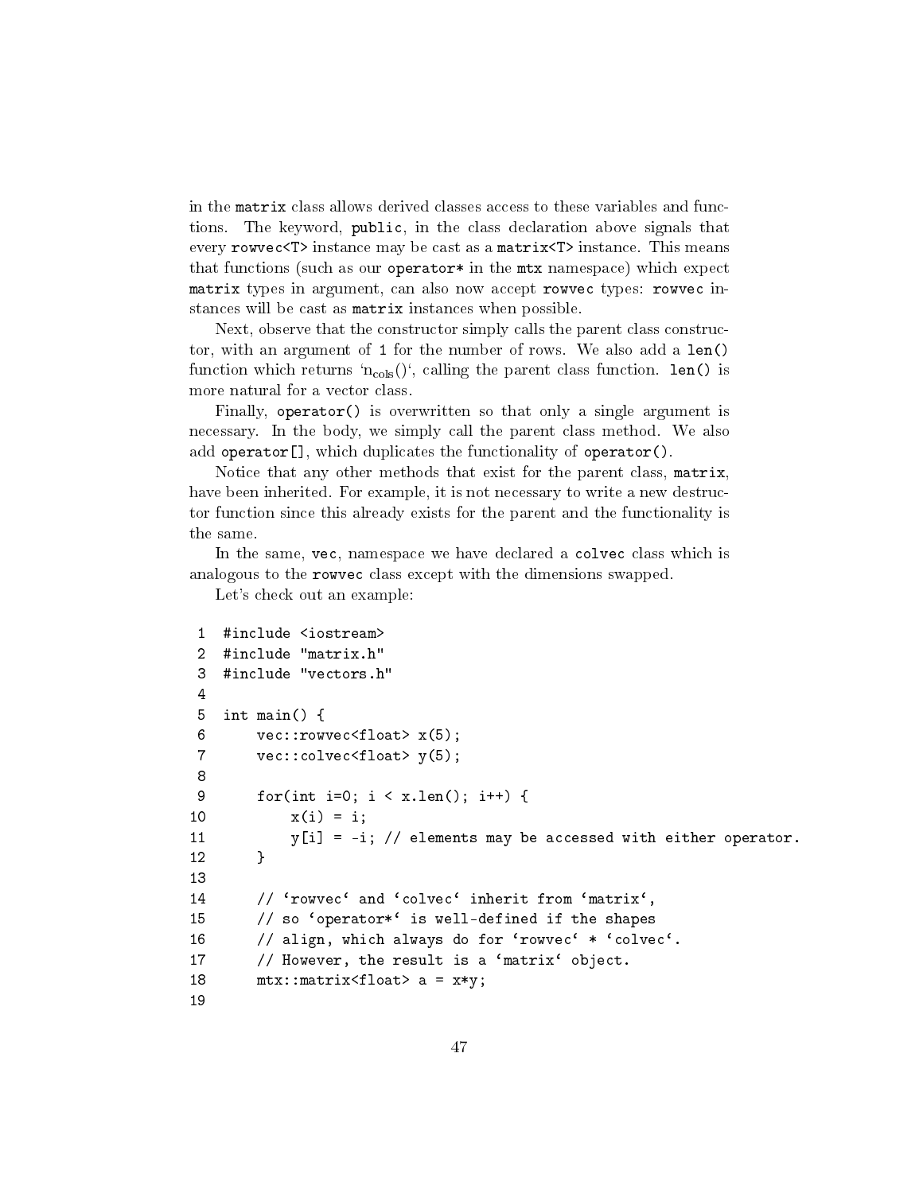in the `matrix` class allows derived classes access to these variables and functions. The keyword, `public`, in the class declaration above signals that every `rowvec<T>` instance may be cast as a `matrix<T>` instance. This means that functions (such as our `operator*` in the `mtx` namespace) which expect `matrix` types in argument, can also now accept `rowvec` types: `rowvec` instances will be cast as `matrix` instances when possible.

Next, observe that the constructor simply calls the parent class constructor, with an argument of `1` for the number of rows. We also add a `len()` function which returns '$n_{cols}$()', calling the parent class function. `len()` is more natural for a vector class.

Finally, `operator()` is overwritten so that only a single argument is necessary. In the body, we simply call the parent class method. We also add `operator[]`, which duplicates the functionality of `operator()`.

Notice that any other methods that exist for the parent class, `matrix`, have been inherited. For example, it is not necessary to write a new destructor function since this already exists for the parent and the functionality is the same.

In the same, `vec`, namespace we have declared a `colvec` class which is analogous to the `rowvec` class except with the dimensions swapped.

Let's check out an example:

```
1  #include <iostream>
2  #include "matrix.h"
3  #include "vectors.h"
4
5  int main() {
6      vec::rowvec<float> x(5);
7      vec::colvec<float> y(5);
8
9      for(int i=0; i < x.len(); i++) {
10         x(i) = i;
11         y[i] = -i; // elements may be accessed with either operator.
12     }
13
14     // `rowvec` and `colvec` inherit from `matrix`,
15     // so `operator*` is well-defined if the shapes
16     // align, which always do for `rowvec` * `colvec`.
17     // However, the result is a `matrix` object.
18     mtx::matrix<float> a = x*y;
19
```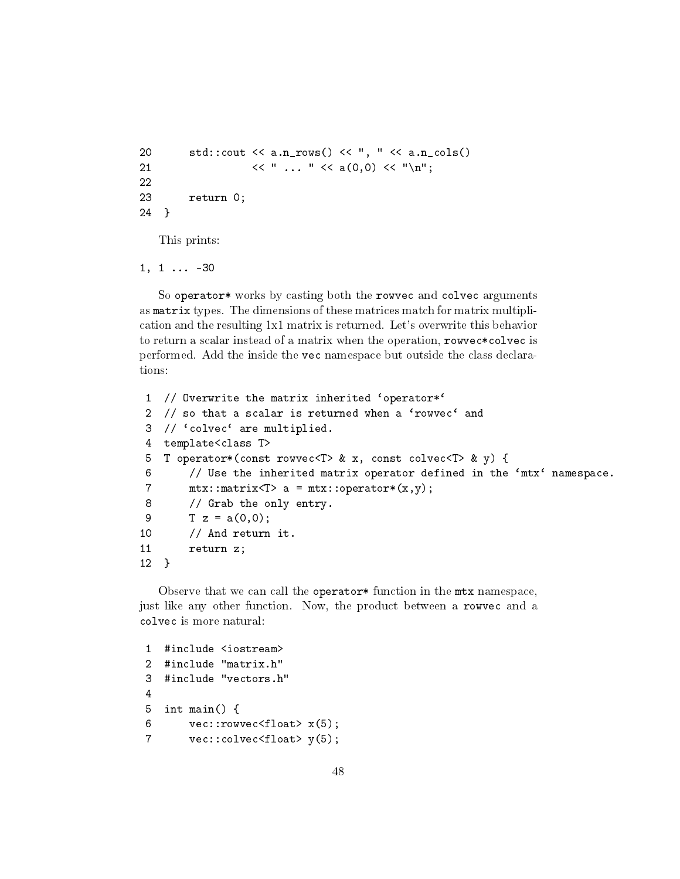```
20      std::cout << a.n_rows() << ", " << a.n_cols()
21                << " ... " << a(0,0) << "\n";
22
23      return 0;
24  }
```

This prints:

```
1, 1 ... -30
```

So `operator*` works by casting both the `rowvec` and `colvec` arguments as `matrix` types. The dimensions of these matrices match for matrix multiplication and the resulting 1x1 matrix is returned. Let's overwrite this behavior to return a scalar instead of a matrix when the operation, `rowvec*colvec` is performed. Add the inside the `vec` namespace but outside the class declarations:

```
 1  // Overwrite the matrix inherited 'operator*'
 2  // so that a scalar is returned when a 'rowvec' and
 3  // 'colvec' are multiplied.
 4  template<class T>
 5  T operator*(const rowvec<T> & x, const colvec<T> & y) {
 6      // Use the inherited matrix operator defined in the 'mtx' namespace.
 7      mtx::matrix<T> a = mtx::operator*(x,y);
 8      // Grab the only entry.
 9      T z = a(0,0);
10      // And return it.
11      return z;
12  }
```

Observe that we can call the `operator*` function in the `mtx` namespace, just like any other function. Now, the product between a `rowvec` and a `colvec` is more natural:

```
 1  #include <iostream>
 2  #include "matrix.h"
 3  #include "vectors.h"
 4
 5  int main() {
 6      vec::rowvec<float> x(5);
 7      vec::colvec<float> y(5);
```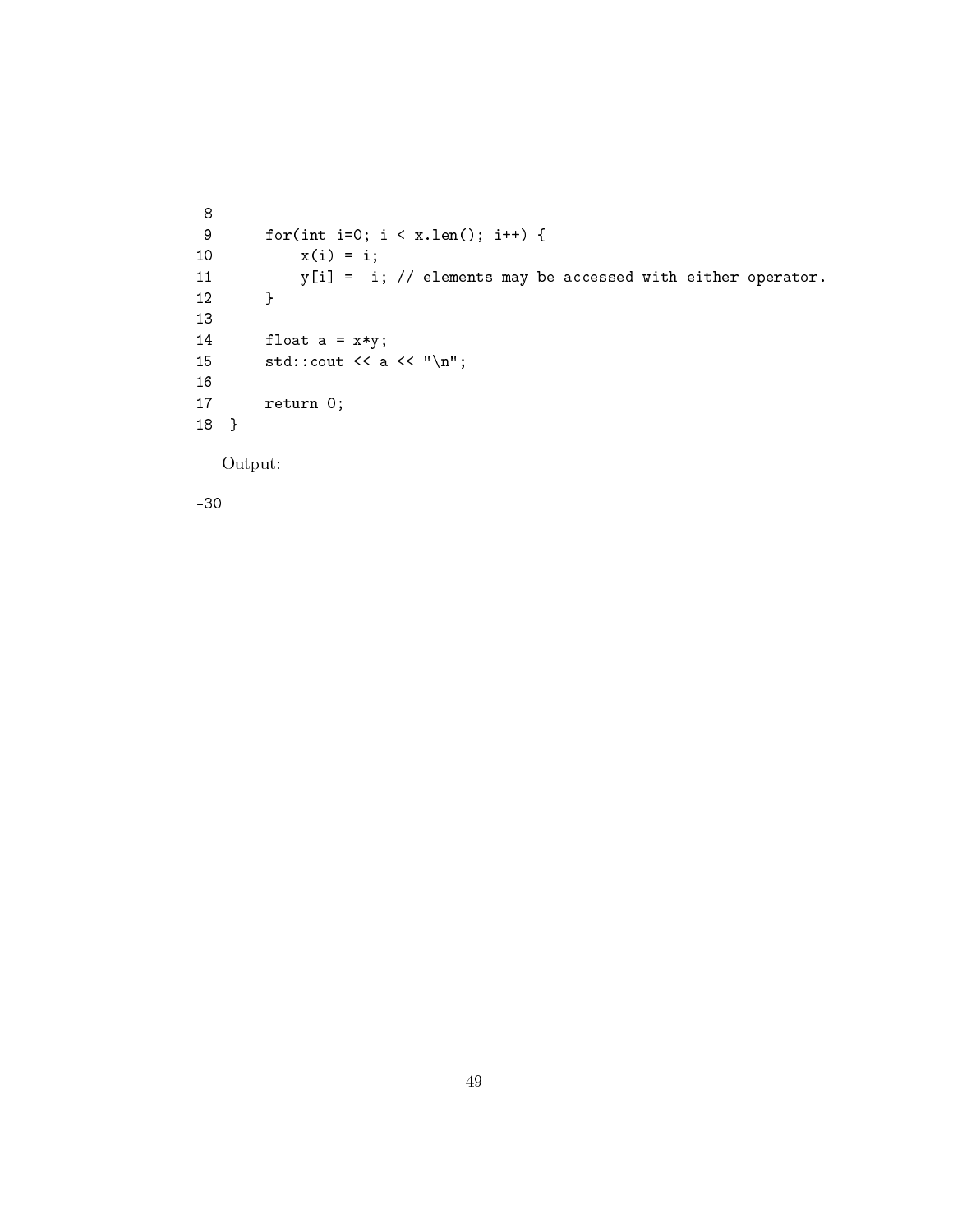```
8
9       for(int i=0; i < x.len(); i++) {
10          x(i) = i;
11          y[i] = -i; // elements may be accessed with either operator.
12      }
13
14      float a = x*y;
15      std::cout << a << "\n";
16
17      return 0;
18  }
```

Output:

```
-30
```